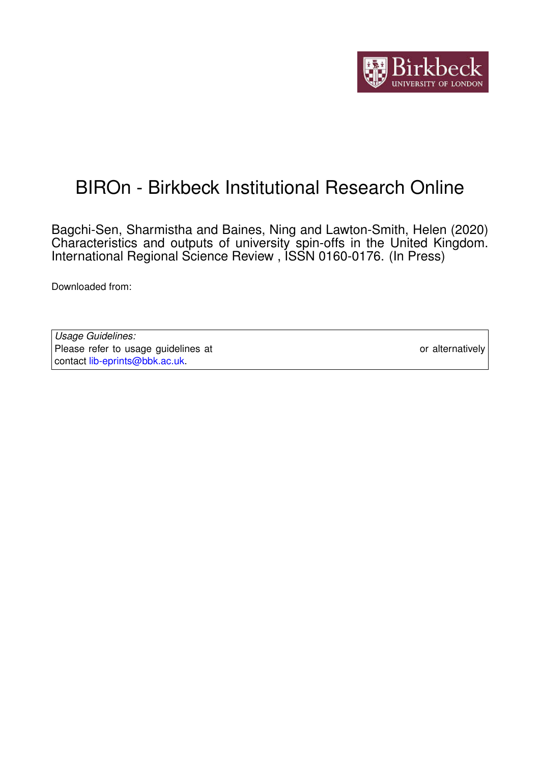# BIROn - Birkbeck Institutional Research Online

Bagchi-Sen, Sharmistha and Baines, Ning and Lawton-Smith, Helen (2020) Characteristics and outputs of university spin-offs in the United Kingdom. International Regional Science Review , ISSN 0160-0176. (In Press)

Downloaded from:

| *Usage Guidelines:* |
| --- |
| Please refer to usage guidelines at or alternatively contact lib-eprints@bbk.ac.uk. |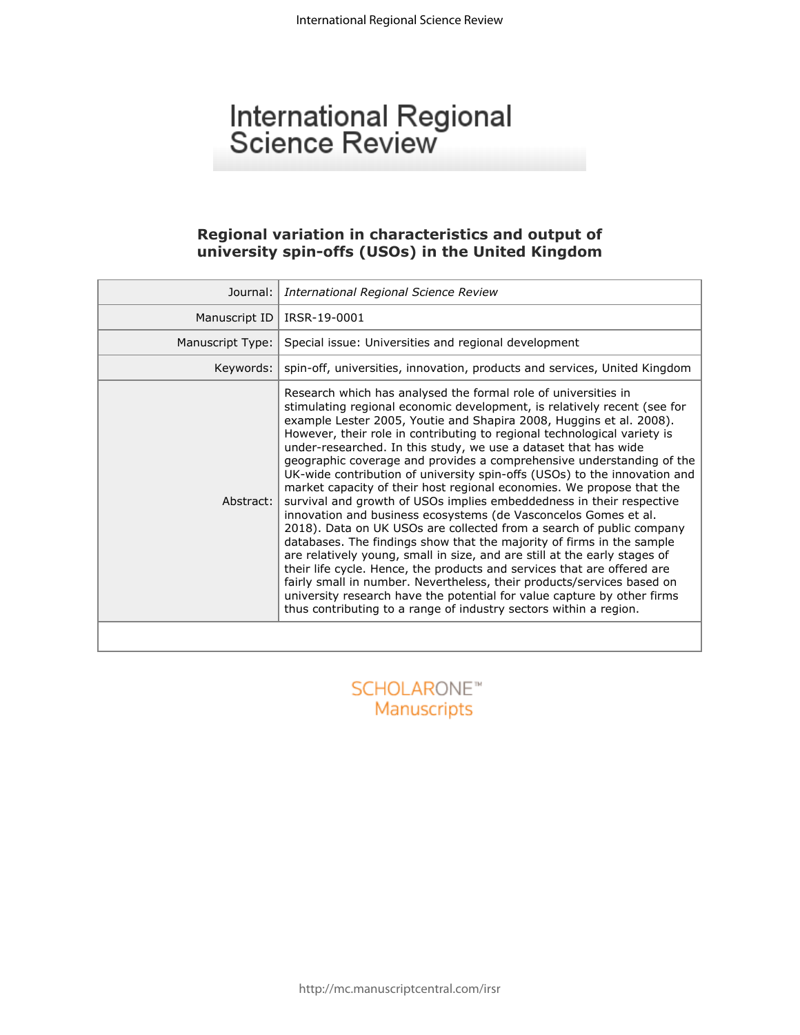# Regional variation in characteristics and output of university spin-offs (USOs) in the United Kingdom

| | |
|---|---|
| Journal: | *International Regional Science Review* |
| Manuscript ID | IRSR-19-0001 |
| Manuscript Type: | Special issue: Universities and regional development |
| Keywords: | spin-off, universities, innovation, products and services, United Kingdom |
| Abstract: | Research which has analysed the formal role of universities in stimulating regional economic development, is relatively recent (see for example Lester 2005, Youtie and Shapira 2008, Huggins et al. 2008). However, their role in contributing to regional technological variety is under-researched. In this study, we use a dataset that has wide geographic coverage and provides a comprehensive understanding of the UK-wide contribution of university spin-offs (USOs) to the innovation and market capacity of their host regional economies. We propose that the survival and growth of USOs implies embeddedness in their respective innovation and business ecosystems (de Vasconcelos Gomes et al. 2018). Data on UK USOs are collected from a search of public company databases. The findings show that the majority of firms in the sample are relatively young, small in size, and are still at the early stages of their life cycle. Hence, the products and services that are offered are fairly small in number. Nevertheless, their products/services based on university research have the potential for value capture by other firms thus contributing to a range of industry sectors within a region. |

SCHOLARONE™ Manuscripts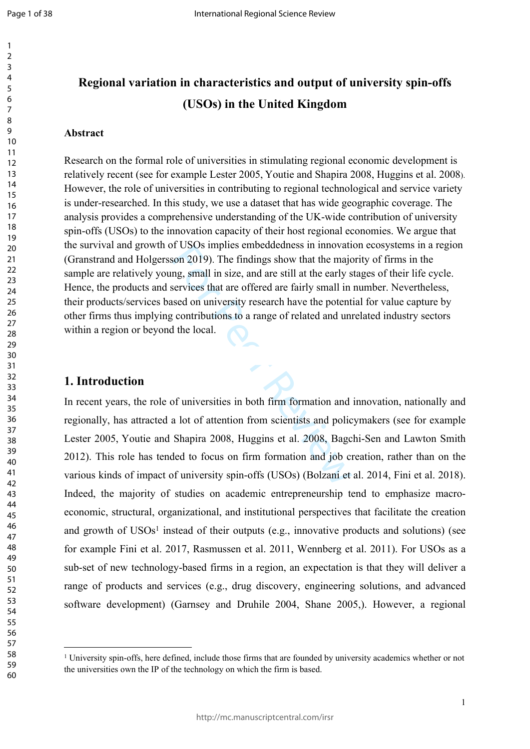# Regional variation in characteristics and output of university spin-offs (USOs) in the United Kingdom

## Abstract

Research on the formal role of universities in stimulating regional economic development is relatively recent (see for example Lester 2005, Youtie and Shapira 2008, Huggins et al. 2008). However, the role of universities in contributing to regional technological and service variety is under-researched. In this study, we use a dataset that has wide geographic coverage. The analysis provides a comprehensive understanding of the UK-wide contribution of university spin-offs (USOs) to the innovation capacity of their host regional economies. We argue that the survival and growth of USOs implies embeddedness in innovation ecosystems in a region (Granstrand and Holgersson 2019). The findings show that the majority of firms in the sample are relatively young, small in size, and are still at the early stages of their life cycle. Hence, the products and services that are offered are fairly small in number. Nevertheless, their products/services based on university research have the potential for value capture by other firms thus implying contributions to a range of related and unrelated industry sectors within a region or beyond the local.

## 1. Introduction

In recent years, the role of universities in both firm formation and innovation, nationally and regionally, has attracted a lot of attention from scientists and policymakers (see for example Lester 2005, Youtie and Shapira 2008, Huggins et al. 2008, Bagchi-Sen and Lawton Smith 2012). This role has tended to focus on firm formation and job creation, rather than on the various kinds of impact of university spin-offs (USOs) (Bolzani et al. 2014, Fini et al. 2018). Indeed, the majority of studies on academic entrepreneurship tend to emphasize macro-economic, structural, organizational, and institutional perspectives that facilitate the creation and growth of USOs[1] instead of their outputs (e.g., innovative products and solutions) (see for example Fini et al. 2017, Rasmussen et al. 2011, Wennberg et al. 2011). For USOs as a sub-set of new technology-based firms in a region, an expectation is that they will deliver a range of products and services (e.g., drug discovery, engineering solutions, and advanced software development) (Garnsey and Druhile 2004, Shane 2005,). However, a regional

[1] University spin-offs, here defined, include those firms that are founded by university academics whether or not the universities own the IP of the technology on which the firm is based.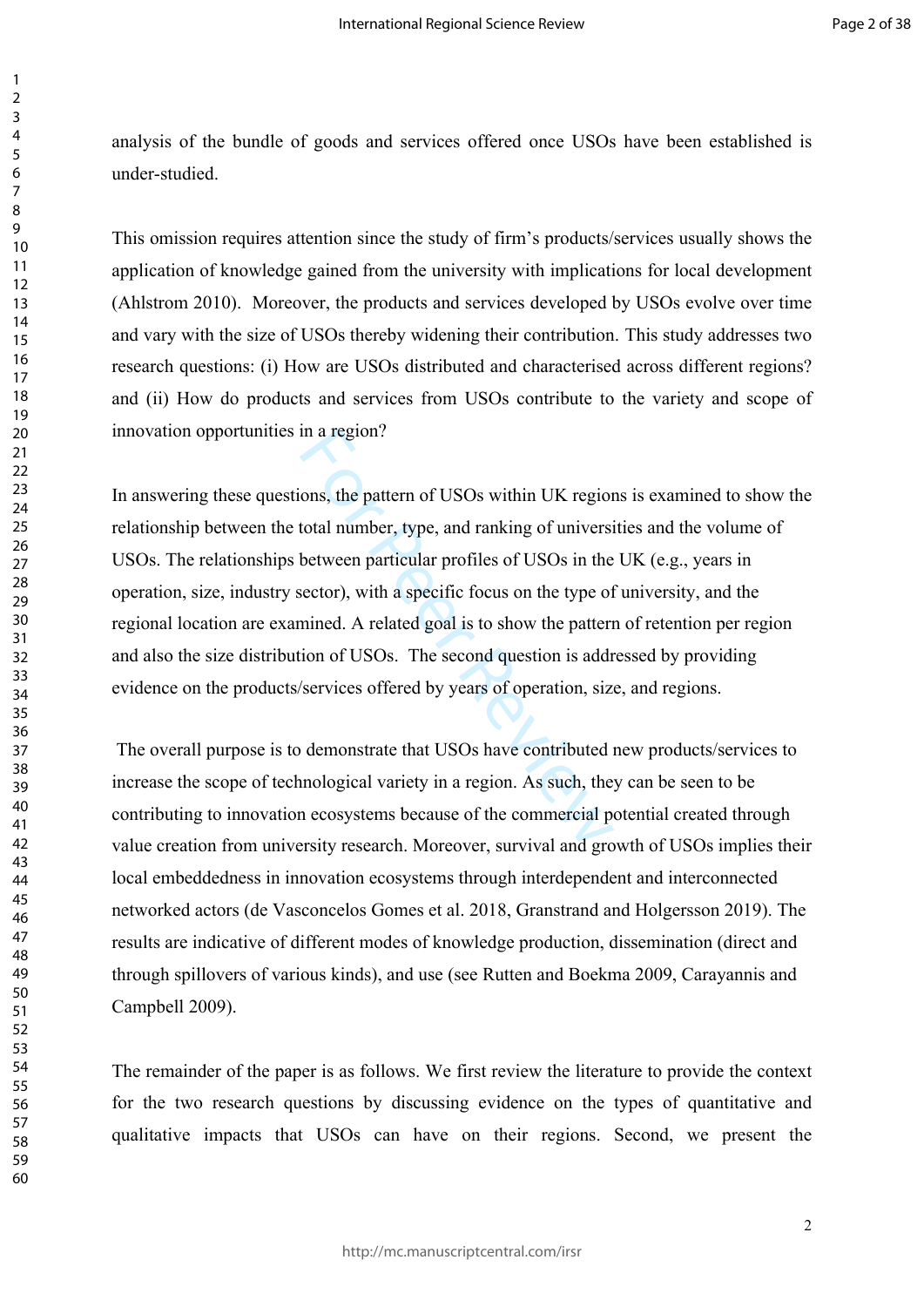analysis of the bundle of goods and services offered once USOs have been established is under-studied.

This omission requires attention since the study of firm's products/services usually shows the application of knowledge gained from the university with implications for local development (Ahlstrom 2010). Moreover, the products and services developed by USOs evolve over time and vary with the size of USOs thereby widening their contribution. This study addresses two research questions: (i) How are USOs distributed and characterised across different regions? and (ii) How do products and services from USOs contribute to the variety and scope of innovation opportunities in a region?

In answering these questions, the pattern of USOs within UK regions is examined to show the relationship between the total number, type, and ranking of universities and the volume of USOs. The relationships between particular profiles of USOs in the UK (e.g., years in operation, size, industry sector), with a specific focus on the type of university, and the regional location are examined. A related goal is to show the pattern of retention per region and also the size distribution of USOs. The second question is addressed by providing evidence on the products/services offered by years of operation, size, and regions.

The overall purpose is to demonstrate that USOs have contributed new products/services to increase the scope of technological variety in a region. As such, they can be seen to be contributing to innovation ecosystems because of the commercial potential created through value creation from university research. Moreover, survival and growth of USOs implies their local embeddedness in innovation ecosystems through interdependent and interconnected networked actors (de Vasconcelos Gomes et al. 2018, Granstrand and Holgersson 2019). The results are indicative of different modes of knowledge production, dissemination (direct and through spillovers of various kinds), and use (see Rutten and Boekma 2009, Carayannis and Campbell 2009).

The remainder of the paper is as follows. We first review the literature to provide the context for the two research questions by discussing evidence on the types of quantitative and qualitative impacts that USOs can have on their regions. Second, we present the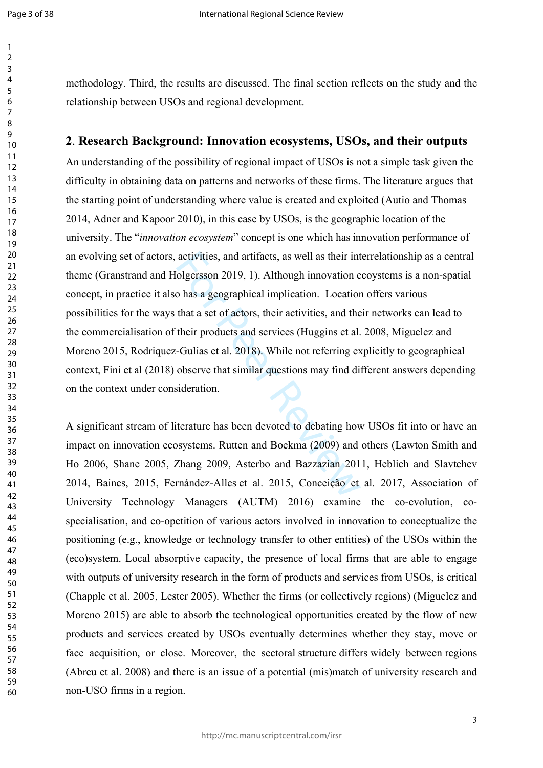methodology. Third, the results are discussed. The final section reflects on the study and the relationship between USOs and regional development.

## 2. Research Background: Innovation ecosystems, USOs, and their outputs

An understanding of the possibility of regional impact of USOs is not a simple task given the difficulty in obtaining data on patterns and networks of these firms. The literature argues that the starting point of understanding where value is created and exploited (Autio and Thomas 2014, Adner and Kapoor 2010), in this case by USOs, is the geographic location of the university. The "*innovation ecosystem*" concept is one which has innovation performance of an evolving set of actors, activities, and artifacts, as well as their interrelationship as a central theme (Granstrand and Holgersson 2019, 1). Although innovation ecoystems is a non-spatial concept, in practice it also has a geographical implication. Location offers various possibilities for the ways that a set of actors, their activities, and their networks can lead to the commercialisation of their products and services (Huggins et al. 2008, Miguelez and Moreno 2015, Rodriquez-Gulias et al. 2018). While not referring explicitly to geographical context, Fini et al (2018) observe that similar questions may find different answers depending on the context under consideration.

A significant stream of literature has been devoted to debating how USOs fit into or have an impact on innovation ecosystems. Rutten and Boekma (2009) and others (Lawton Smith and Ho 2006, Shane 2005, Zhang 2009, Asterbo and Bazzazian 2011, Heblich and Slavtchev 2014, Baines, 2015, Fernández-Alles et al. 2015, Conceição et al. 2017, Association of University Technology Managers (AUTM) 2016) examine the co-evolution, co-specialisation, and co-opetition of various actors involved in innovation to conceptualize the positioning (e.g., knowledge or technology transfer to other entities) of the USOs within the (eco)system. Local absorptive capacity, the presence of local firms that are able to engage with outputs of university research in the form of products and services from USOs, is critical (Chapple et al. 2005, Lester 2005). Whether the firms (or collectively regions) (Miguelez and Moreno 2015) are able to absorb the technological opportunities created by the flow of new products and services created by USOs eventually determines whether they stay, move or face acquisition, or close. Moreover, the sectoral structure differs widely between regions (Abreu et al. 2008) and there is an issue of a potential (mis)match of university research and non-USO firms in a region.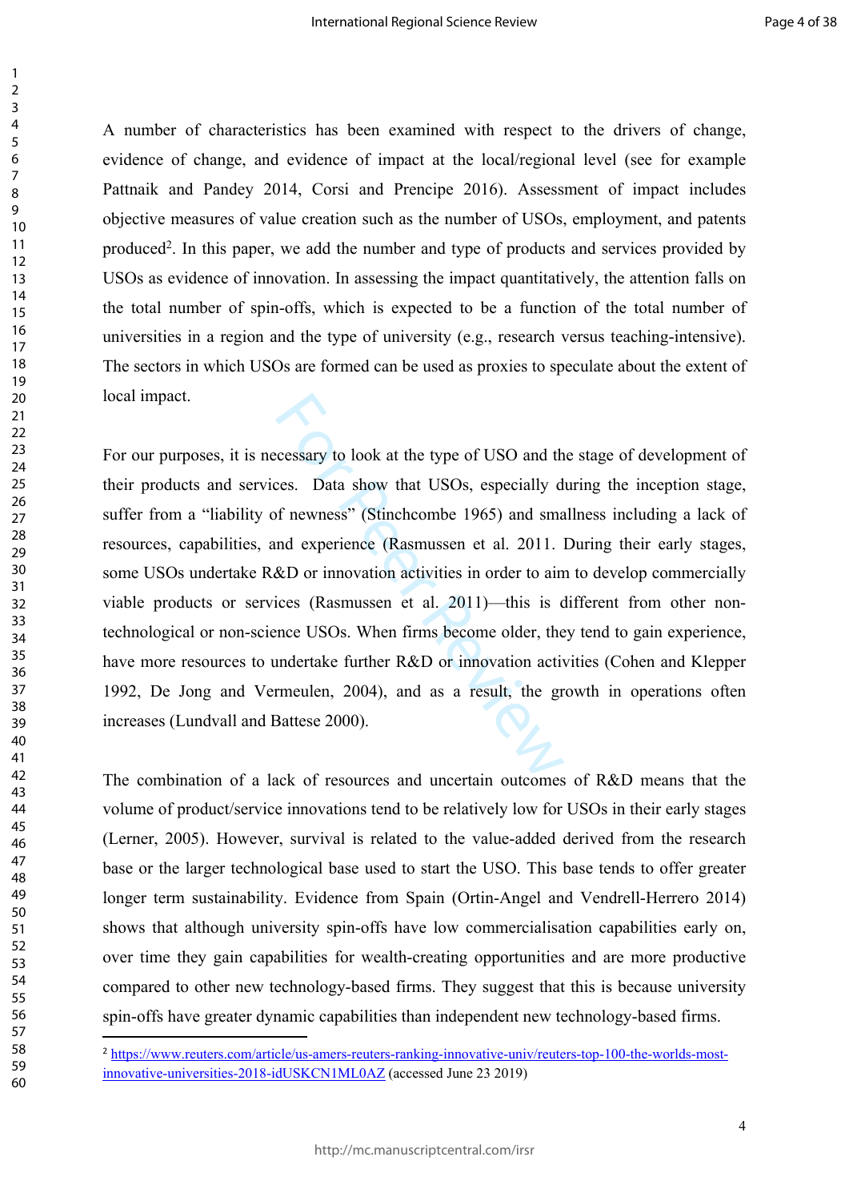A number of characteristics has been examined with respect to the drivers of change, evidence of change, and evidence of impact at the local/regional level (see for example Pattnaik and Pandey 2014, Corsi and Prencipe 2016). Assessment of impact includes objective measures of value creation such as the number of USOs, employment, and patents produced[2]. In this paper, we add the number and type of products and services provided by USOs as evidence of innovation. In assessing the impact quantitatively, the attention falls on the total number of spin-offs, which is expected to be a function of the total number of universities in a region and the type of university (e.g., research versus teaching-intensive). The sectors in which USOs are formed can be used as proxies to speculate about the extent of local impact.

For our purposes, it is necessary to look at the type of USO and the stage of development of their products and services. Data show that USOs, especially during the inception stage, suffer from a "liability of newness" (Stinchcombe 1965) and smallness including a lack of resources, capabilities, and experience (Rasmussen et al. 2011. During their early stages, some USOs undertake R&D or innovation activities in order to aim to develop commercially viable products or services (Rasmussen et al. 2011)—this is different from other non-technological or non-science USOs. When firms become older, they tend to gain experience, have more resources to undertake further R&D or innovation activities (Cohen and Klepper 1992, De Jong and Vermeulen, 2004), and as a result, the growth in operations often increases (Lundvall and Battese 2000).

The combination of a lack of resources and uncertain outcomes of R&D means that the volume of product/service innovations tend to be relatively low for USOs in their early stages (Lerner, 2005). However, survival is related to the value-added derived from the research base or the larger technological base used to start the USO. This base tends to offer greater longer term sustainability. Evidence from Spain (Ortin-Angel and Vendrell-Herrero 2014) shows that although university spin-offs have low commercialisation capabilities early on, over time they gain capabilities for wealth-creating opportunities and are more productive compared to other new technology-based firms. They suggest that this is because university spin-offs have greater dynamic capabilities than independent new technology-based firms.

[2] https://www.reuters.com/article/us-amers-reuters-ranking-innovative-univ/reuters-top-100-the-worlds-most-innovative-universities-2018-idUSKCN1ML0AZ (accessed June 23 2019)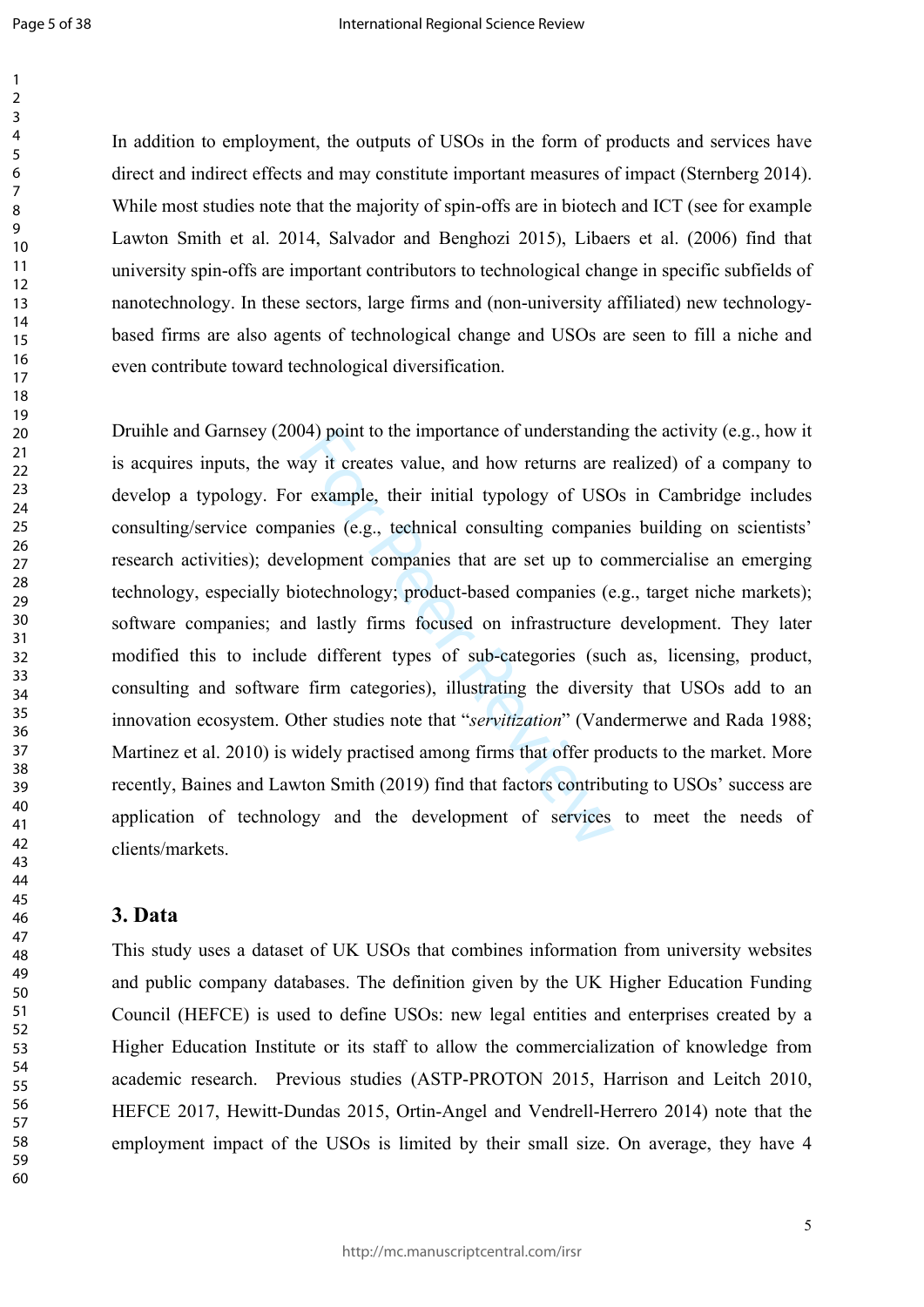In addition to employment, the outputs of USOs in the form of products and services have direct and indirect effects and may constitute important measures of impact (Sternberg 2014). While most studies note that the majority of spin-offs are in biotech and ICT (see for example Lawton Smith et al. 2014, Salvador and Benghozi 2015), Libaers et al. (2006) find that university spin-offs are important contributors to technological change in specific subfields of nanotechnology. In these sectors, large firms and (non-university affiliated) new technology-based firms are also agents of technological change and USOs are seen to fill a niche and even contribute toward technological diversification.

Druihle and Garnsey (2004) point to the importance of understanding the activity (e.g., how it is acquires inputs, the way it creates value, and how returns are realized) of a company to develop a typology. For example, their initial typology of USOs in Cambridge includes consulting/service companies (e.g., technical consulting companies building on scientists' research activities); development companies that are set up to commercialise an emerging technology, especially biotechnology; product-based companies (e.g., target niche markets); software companies; and lastly firms focused on infrastructure development. They later modified this to include different types of sub-categories (such as, licensing, product, consulting and software firm categories), illustrating the diversity that USOs add to an innovation ecosystem. Other studies note that "*servitization*" (Vandermerwe and Rada 1988; Martinez et al. 2010) is widely practised among firms that offer products to the market. More recently, Baines and Lawton Smith (2019) find that factors contributing to USOs' success are application of technology and the development of services to meet the needs of clients/markets.

## 3. Data

This study uses a dataset of UK USOs that combines information from university websites and public company databases. The definition given by the UK Higher Education Funding Council (HEFCE) is used to define USOs: new legal entities and enterprises created by a Higher Education Institute or its staff to allow the commercialization of knowledge from academic research. Previous studies (ASTP-PROTON 2015, Harrison and Leitch 2010, HEFCE 2017, Hewitt-Dundas 2015, Ortin-Angel and Vendrell-Herrero 2014) note that the employment impact of the USOs is limited by their small size. On average, they have 4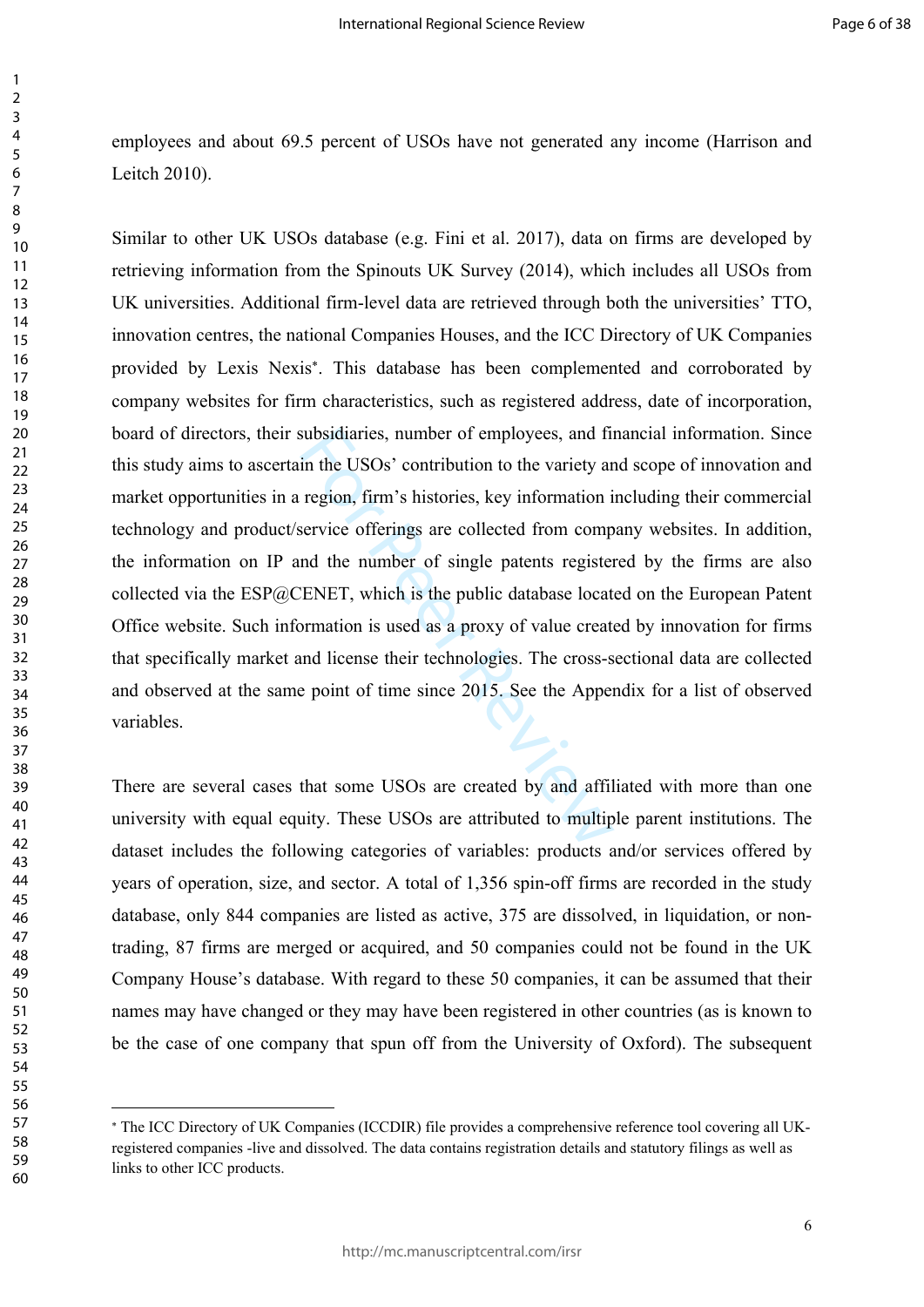employees and about 69.5 percent of USOs have not generated any income (Harrison and Leitch 2010).

Similar to other UK USOs database (e.g. Fini et al. 2017), data on firms are developed by retrieving information from the Spinouts UK Survey (2014), which includes all USOs from UK universities. Additional firm-level data are retrieved through both the universities' TTO, innovation centres, the national Companies Houses, and the ICC Directory of UK Companies provided by Lexis Nexis*. This database has been complemented and corroborated by company websites for firm characteristics, such as registered address, date of incorporation, board of directors, their subsidiaries, number of employees, and financial information. Since this study aims to ascertain the USOs' contribution to the variety and scope of innovation and market opportunities in a region, firm's histories, key information including their commercial technology and product/service offerings are collected from company websites. In addition, the information on IP and the number of single patents registered by the firms are also collected via the ESP@CENET, which is the public database located on the European Patent Office website. Such information is used as a proxy of value created by innovation for firms that specifically market and license their technologies. The cross-sectional data are collected and observed at the same point of time since 2015. See the Appendix for a list of observed variables.

There are several cases that some USOs are created by and affiliated with more than one university with equal equity. These USOs are attributed to multiple parent institutions. The dataset includes the following categories of variables: products and/or services offered by years of operation, size, and sector. A total of 1,356 spin-off firms are recorded in the study database, only 844 companies are listed as active, 375 are dissolved, in liquidation, or non-trading, 87 firms are merged or acquired, and 50 companies could not be found in the UK Company House's database. With regard to these 50 companies, it can be assumed that their names may have changed or they may have been registered in other countries (as is known to be the case of one company that spun off from the University of Oxford). The subsequent

---

* The ICC Directory of UK Companies (ICCDIR) file provides a comprehensive reference tool covering all UK-registered companies -live and dissolved. The data contains registration details and statutory filings as well as links to other ICC products.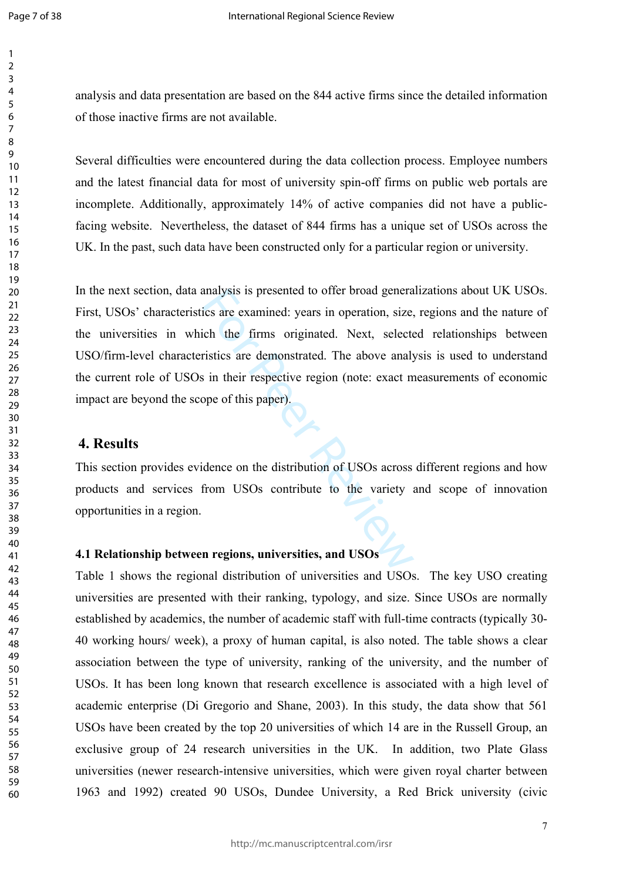analysis and data presentation are based on the 844 active firms since the detailed information of those inactive firms are not available.

Several difficulties were encountered during the data collection process. Employee numbers and the latest financial data for most of university spin-off firms on public web portals are incomplete. Additionally, approximately 14% of active companies did not have a public-facing website. Nevertheless, the dataset of 844 firms has a unique set of USOs across the UK. In the past, such data have been constructed only for a particular region or university.

In the next section, data analysis is presented to offer broad generalizations about UK USOs. First, USOs' characteristics are examined: years in operation, size, regions and the nature of the universities in which the firms originated. Next, selected relationships between USO/firm-level characteristics are demonstrated. The above analysis is used to understand the current role of USOs in their respective region (note: exact measurements of economic impact are beyond the scope of this paper).

## 4. Results

This section provides evidence on the distribution of USOs across different regions and how products and services from USOs contribute to the variety and scope of innovation opportunities in a region.

### 4.1 Relationship between regions, universities, and USOs

Table 1 shows the regional distribution of universities and USOs. The key USO creating universities are presented with their ranking, typology, and size. Since USOs are normally established by academics, the number of academic staff with full-time contracts (typically 30-40 working hours/ week), a proxy of human capital, is also noted. The table shows a clear association between the type of university, ranking of the university, and the number of USOs. It has been long known that research excellence is associated with a high level of academic enterprise (Di Gregorio and Shane, 2003). In this study, the data show that 561 USOs have been created by the top 20 universities of which 14 are in the Russell Group, an exclusive group of 24 research universities in the UK. In addition, two Plate Glass universities (newer research-intensive universities, which were given royal charter between 1963 and 1992) created 90 USOs, Dundee University, a Red Brick university (civic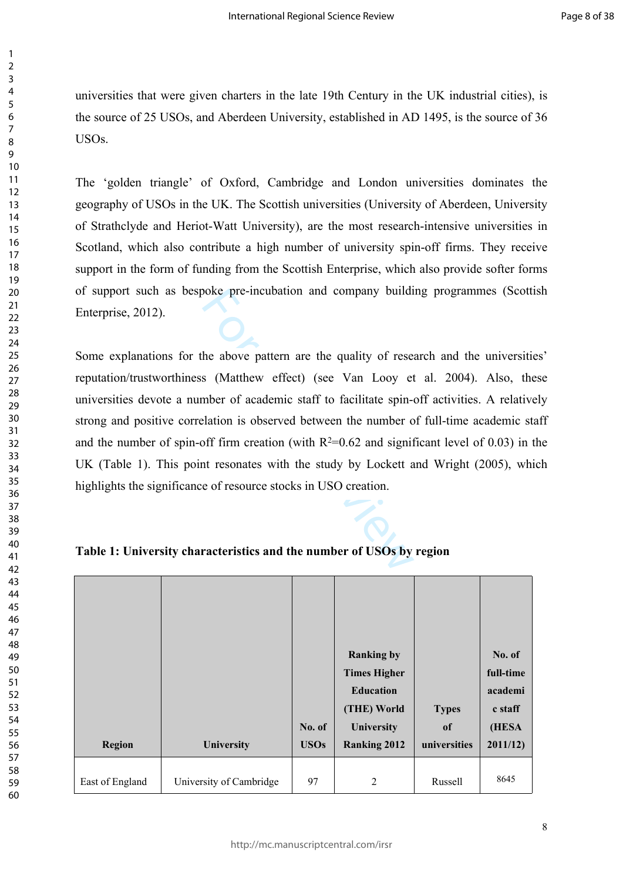universities that were given charters in the late 19th Century in the UK industrial cities), is the source of 25 USOs, and Aberdeen University, established in AD 1495, is the source of 36 USOs.

The 'golden triangle' of Oxford, Cambridge and London universities dominates the geography of USOs in the UK. The Scottish universities (University of Aberdeen, University of Strathclyde and Heriot-Watt University), are the most research-intensive universities in Scotland, which also contribute a high number of university spin-off firms. They receive support in the form of funding from the Scottish Enterprise, which also provide softer forms of support such as bespoke pre-incubation and company building programmes (Scottish Enterprise, 2012).

Some explanations for the above pattern are the quality of research and the universities' reputation/trustworthiness (Matthew effect) (see Van Looy et al. 2004). Also, these universities devote a number of academic staff to facilitate spin-off activities. A relatively strong and positive correlation is observed between the number of full-time academic staff and the number of spin-off firm creation (with $R^2$=0.62 and significant level of 0.03) in the UK (Table 1). This point resonates with the study by Lockett and Wright (2005), which highlights the significance of resource stocks in USO creation.

**Table 1: University characteristics and the number of USOs by region**

| Region | University | No. of USOs | Ranking by Times Higher Education (THE) World University Ranking 2012 | Types of universities | No. of full-time academic staff (HESA 2011/12) |
|---|---|---|---|---|---|
| East of England | University of Cambridge | 97 | 2 | Russell | 8645 |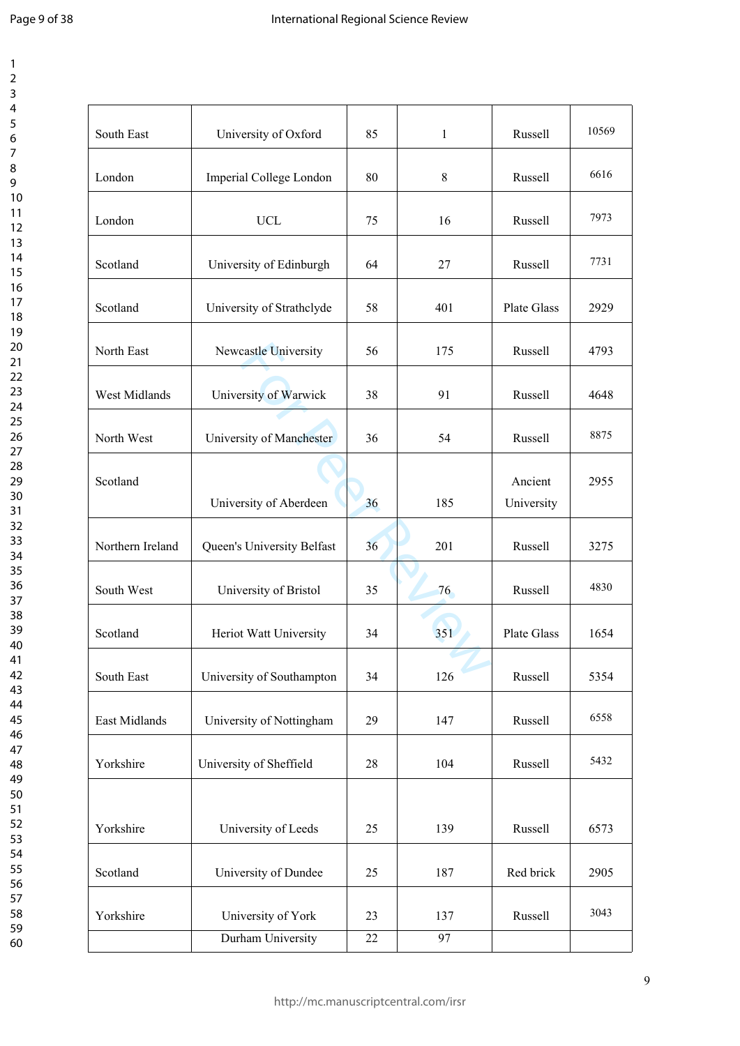| South East | University of Oxford | 85 | 1 | Russell | 10569 |
|---|---|---|---|---|---|
| London | Imperial College London | 80 | 8 | Russell | 6616 |
| London | UCL | 75 | 16 | Russell | 7973 |
| Scotland | University of Edinburgh | 64 | 27 | Russell | 7731 |
| Scotland | University of Strathclyde | 58 | 401 | Plate Glass | 2929 |
| North East | Newcastle University | 56 | 175 | Russell | 4793 |
| West Midlands | University of Warwick | 38 | 91 | Russell | 4648 |
| North West | University of Manchester | 36 | 54 | Russell | 8875 |
| Scotland | University of Aberdeen | 36 | 185 | Ancient University | 2955 |
| Northern Ireland | Queen's University Belfast | 36 | 201 | Russell | 3275 |
| South West | University of Bristol | 35 | 76 | Russell | 4830 |
| Scotland | Heriot Watt University | 34 | 351 | Plate Glass | 1654 |
| South East | University of Southampton | 34 | 126 | Russell | 5354 |
| East Midlands | University of Nottingham | 29 | 147 | Russell | 6558 |
| Yorkshire | University of Sheffield | 28 | 104 | Russell | 5432 |
| Yorkshire | University of Leeds | 25 | 139 | Russell | 6573 |
| Scotland | University of Dundee | 25 | 187 | Red brick | 2905 |
| Yorkshire | University of York | 23 | 137 | Russell | 3043 |
| | Durham University | 22 | 97 | | |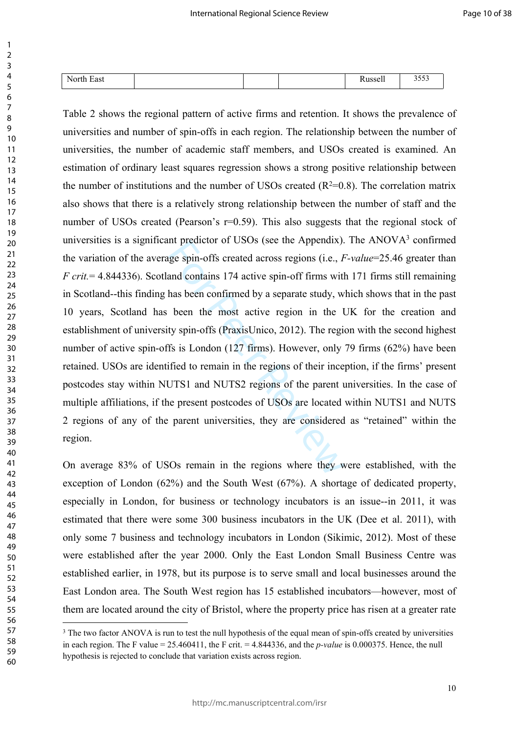| North East | | | | Russell | 3553 |
|---|---|---|---|---|---|

Table 2 shows the regional pattern of active firms and retention. It shows the prevalence of universities and number of spin-offs in each region. The relationship between the number of universities, the number of academic staff members, and USOs created is examined. An estimation of ordinary least squares regression shows a strong positive relationship between the number of institutions and the number of USOs created ($R^2$=0.8). The correlation matrix also shows that there is a relatively strong relationship between the number of staff and the number of USOs created (Pearson's r=0.59). This also suggests that the regional stock of universities is a significant predictor of USOs (see the Appendix). The ANOVA[3] confirmed the variation of the average spin-offs created across regions (i.e., *F-value*=25.46 greater than *F crit.*= 4.844336). Scotland contains 174 active spin-off firms with 171 firms still remaining in Scotland--this finding has been confirmed by a separate study, which shows that in the past 10 years, Scotland has been the most active region in the UK for the creation and establishment of university spin-offs (PraxisUnico, 2012). The region with the second highest number of active spin-offs is London (127 firms). However, only 79 firms (62%) have been retained. USOs are identified to remain in the regions of their inception, if the firms' present postcodes stay within NUTS1 and NUTS2 regions of the parent universities. In the case of multiple affiliations, if the present postcodes of USOs are located within NUTS1 and NUTS 2 regions of any of the parent universities, they are considered as "retained" within the region.

On average 83% of USOs remain in the regions where they were established, with the exception of London (62%) and the South West (67%). A shortage of dedicated property, especially in London, for business or technology incubators is an issue--in 2011, it was estimated that there were some 300 business incubators in the UK (Dee et al. 2011), with only some 7 business and technology incubators in London (Sikimic, 2012). Most of these were established after the year 2000. Only the East London Small Business Centre was established earlier, in 1978, but its purpose is to serve small and local businesses around the East London area. The South West region has 15 established incubators—however, most of them are located around the city of Bristol, where the property price has risen at a greater rate

[3] The two factor ANOVA is run to test the null hypothesis of the equal mean of spin-offs created by universities in each region. The F value = 25.460411, the F crit. = 4.844336, and the *p-value* is 0.000375. Hence, the null hypothesis is rejected to conclude that variation exists across region.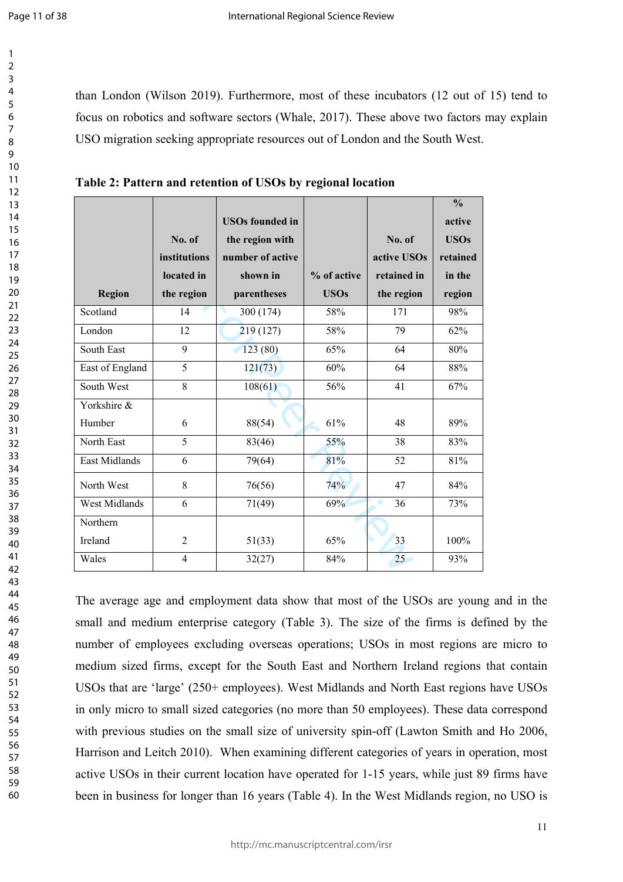than London (Wilson 2019). Furthermore, most of these incubators (12 out of 15) tend to focus on robotics and software sectors (Whale, 2017). These above two factors may explain USO migration seeking appropriate resources out of London and the South West.

**Table 2: Pattern and retention of USOs by regional location**

| Region | No. of institutions located in the region | USOs founded in the region with number of active shown in parentheses | % of active USOs | No. of active USOs retained in the region | % active USOs retained in the region |
|---|---|---|---|---|---|
| Scotland | 14 | 300 (174) | 58% | 171 | 98% |
| London | 12 | 219 (127) | 58% | 79 | 62% |
| South East | 9 | 123 (80) | 65% | 64 | 80% |
| East of England | 5 | 121(73) | 60% | 64 | 88% |
| South West | 8 | 108(61) | 56% | 41 | 67% |
| Yorkshire & Humber | 6 | 88(54) | 61% | 48 | 89% |
| North East | 5 | 83(46) | 55% | 38 | 83% |
| East Midlands | 6 | 79(64) | 81% | 52 | 81% |
| North West | 8 | 76(56) | 74% | 47 | 84% |
| West Midlands | 6 | 71(49) | 69% | 36 | 73% |
| Northern Ireland | 2 | 51(33) | 65% | 33 | 100% |
| Wales | 4 | 32(27) | 84% | 25 | 93% |

The average age and employment data show that most of the USOs are young and in the small and medium enterprise category (Table 3). The size of the firms is defined by the number of employees excluding overseas operations; USOs in most regions are micro to medium sized firms, except for the South East and Northern Ireland regions that contain USOs that are 'large' (250+ employees). West Midlands and North East regions have USOs in only micro to small sized categories (no more than 50 employees). These data correspond with previous studies on the small size of university spin-off (Lawton Smith and Ho 2006, Harrison and Leitch 2010). When examining different categories of years in operation, most active USOs in their current location have operated for 1-15 years, while just 89 firms have been in business for longer than 16 years (Table 4). In the West Midlands region, no USO is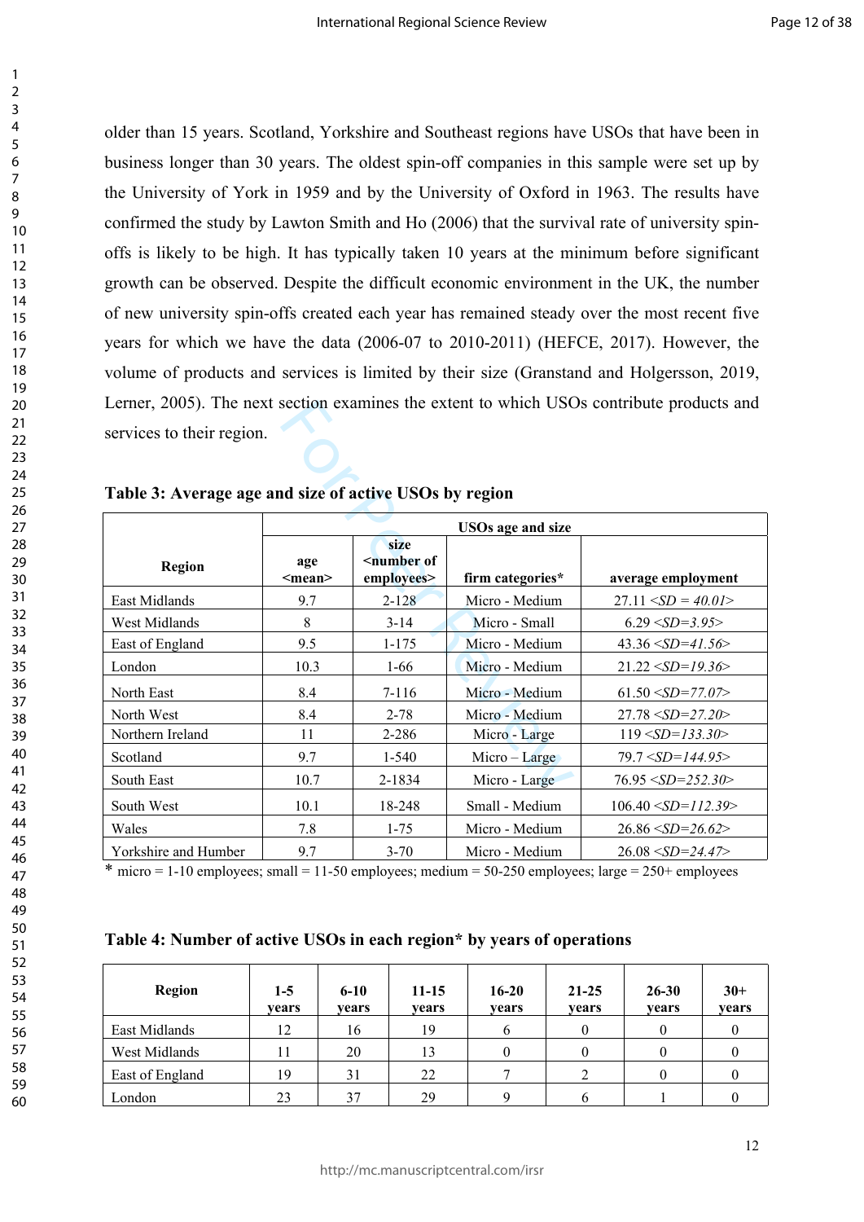older than 15 years. Scotland, Yorkshire and Southeast regions have USOs that have been in business longer than 30 years. The oldest spin-off companies in this sample were set up by the University of York in 1959 and by the University of Oxford in 1963. The results have confirmed the study by Lawton Smith and Ho (2006) that the survival rate of university spin-offs is likely to be high. It has typically taken 10 years at the minimum before significant growth can be observed. Despite the difficult economic environment in the UK, the number of new university spin-offs created each year has remained steady over the most recent five years for which we have the data (2006-07 to 2010-2011) (HEFCE, 2017). However, the volume of products and services is limited by their size (Granstand and Holgersson, 2019, Lerner, 2005). The next section examines the extent to which USOs contribute products and services to their region.

**Table 3: Average age and size of active USOs by region**

| Region | USOs age and size | | | |
|---|---|---|---|---|
| | age <mean> | size <number of employees> | firm categories* | average employment |
| East Midlands | 9.7 | 2-128 | Micro - Medium | 27.11 *<SD = 40.01>* |
| West Midlands | 8 | 3-14 | Micro - Small | 6.29 *<SD=3.95>* |
| East of England | 9.5 | 1-175 | Micro - Medium | 43.36 *<SD=41.56>* |
| London | 10.3 | 1-66 | Micro - Medium | 21.22 *<SD=19.36>* |
| North East | 8.4 | 7-116 | Micro - Medium | 61.50 *<SD=77.07>* |
| North West | 8.4 | 2-78 | Micro - Medium | 27.78 *<SD=27.20>* |
| Northern Ireland | 11 | 2-286 | Micro - Large | 119 *<SD=133.30>* |
| Scotland | 9.7 | 1-540 | Micro – Large | 79.7 *<SD=144.95>* |
| South East | 10.7 | 2-1834 | Micro - Large | 76.95 *<SD=252.30>* |
| South West | 10.1 | 18-248 | Small - Medium | 106.40 *<SD=112.39>* |
| Wales | 7.8 | 1-75 | Micro - Medium | 26.86 *<SD=26.62>* |
| Yorkshire and Humber | 9.7 | 3-70 | Micro - Medium | 26.08 *<SD=24.47>* |

\* micro = 1-10 employees; small = 11-50 employees; medium = 50-250 employees; large = 250+ employees

**Table 4: Number of active USOs in each region* by years of operations**

| Region | 1-5 years | 6-10 years | 11-15 years | 16-20 years | 21-25 years | 26-30 years | 30+ years |
|---|---|---|---|---|---|---|---|
| East Midlands | 12 | 16 | 19 | 6 | 0 | 0 | 0 |
| West Midlands | 11 | 20 | 13 | 0 | 0 | 0 | 0 |
| East of England | 19 | 31 | 22 | 7 | 2 | 0 | 0 |
| London | 23 | 37 | 29 | 9 | 6 | 1 | 0 |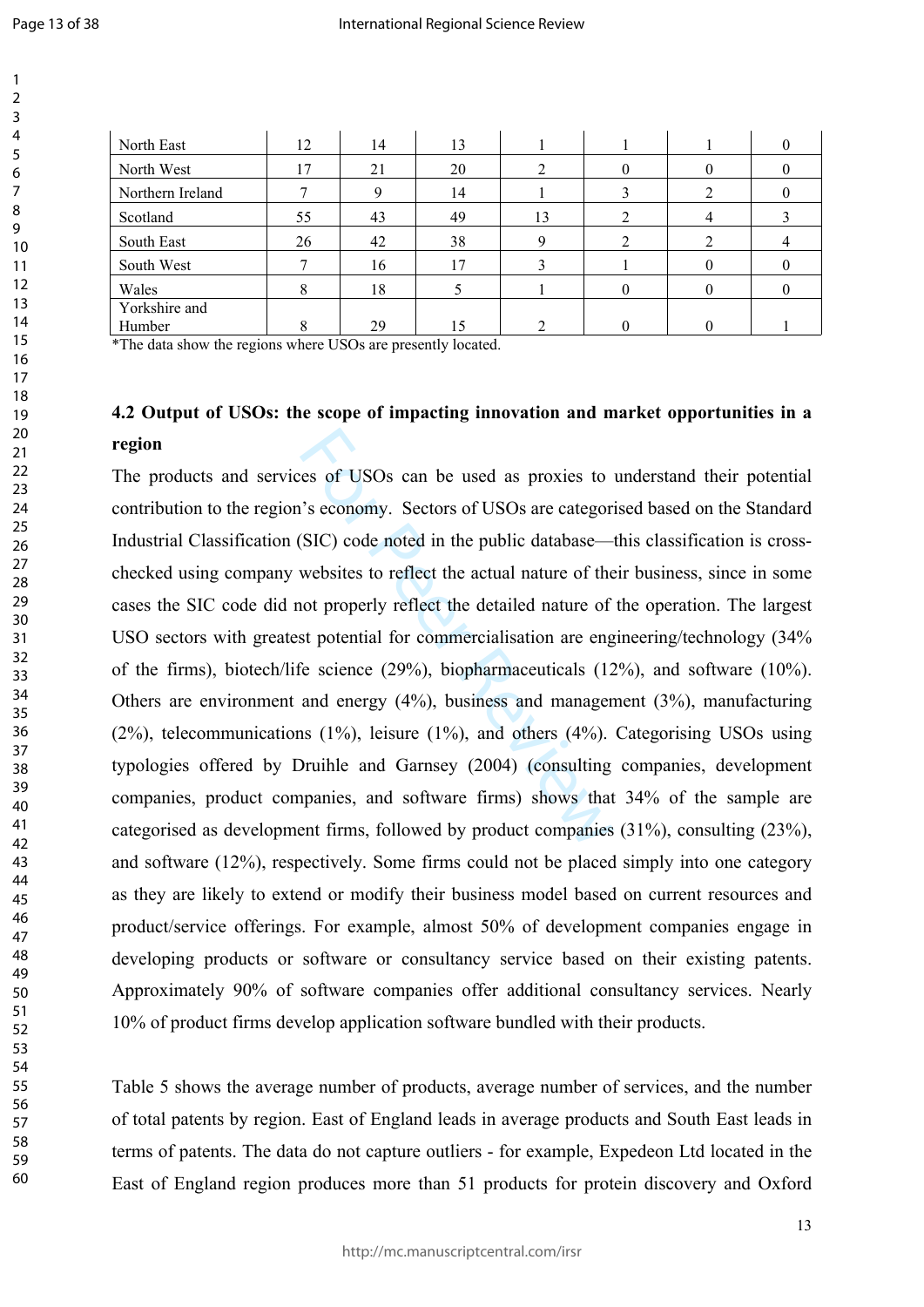| | | | | | | | |
|---|---|---|---|---|---|---|---|
| North East | 12 | 14 | 13 | 1 | 1 | 1 | 0 |
| North West | 17 | 21 | 20 | 2 | 0 | 0 | 0 |
| Northern Ireland | 7 | 9 | 14 | 1 | 3 | 2 | 0 |
| Scotland | 55 | 43 | 49 | 13 | 2 | 4 | 3 |
| South East | 26 | 42 | 38 | 9 | 2 | 2 | 4 |
| South West | 7 | 16 | 17 | 3 | 1 | 0 | 0 |
| Wales | 8 | 18 | 5 | 1 | 0 | 0 | 0 |
| Yorkshire and Humber | 8 | 29 | 15 | 2 | 0 | 0 | 1 |

*The data show the regions where USOs are presently located.

### 4.2 Output of USOs: the scope of impacting innovation and market opportunities in a region

The products and services of USOs can be used as proxies to understand their potential contribution to the region's economy. Sectors of USOs are categorised based on the Standard Industrial Classification (SIC) code noted in the public database—this classification is cross-checked using company websites to reflect the actual nature of their business, since in some cases the SIC code did not properly reflect the detailed nature of the operation. The largest USO sectors with greatest potential for commercialisation are engineering/technology (34% of the firms), biotech/life science (29%), biopharmaceuticals (12%), and software (10%). Others are environment and energy (4%), business and management (3%), manufacturing (2%), telecommunications (1%), leisure (1%), and others (4%). Categorising USOs using typologies offered by Druihle and Garnsey (2004) (consulting companies, development companies, product companies, and software firms) shows that 34% of the sample are categorised as development firms, followed by product companies (31%), consulting (23%), and software (12%), respectively. Some firms could not be placed simply into one category as they are likely to extend or modify their business model based on current resources and product/service offerings. For example, almost 50% of development companies engage in developing products or software or consultancy service based on their existing patents. Approximately 90% of software companies offer additional consultancy services. Nearly 10% of product firms develop application software bundled with their products.

Table 5 shows the average number of products, average number of services, and the number of total patents by region. East of England leads in average products and South East leads in terms of patents. The data do not capture outliers - for example, Expedeon Ltd located in the East of England region produces more than 51 products for protein discovery and Oxford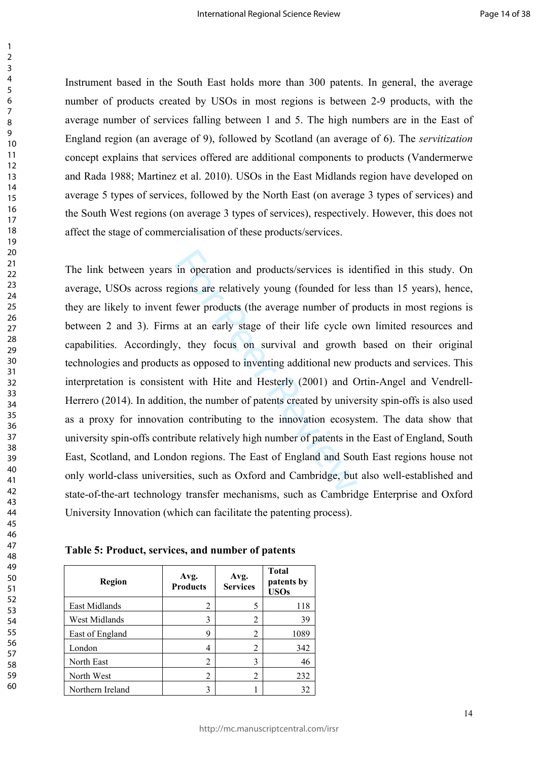Instrument based in the South East holds more than 300 patents. In general, the average number of products created by USOs in most regions is between 2-9 products, with the average number of services falling between 1 and 5. The high numbers are in the East of England region (an average of 9), followed by Scotland (an average of 6). The *servitization* concept explains that services offered are additional components to products (Vandermerwe and Rada 1988; Martinez et al. 2010). USOs in the East Midlands region have developed on average 5 types of services, followed by the North East (on average 3 types of services) and the South West regions (on average 3 types of services), respectively. However, this does not affect the stage of commercialisation of these products/services.

The link between years in operation and products/services is identified in this study. On average, USOs across regions are relatively young (founded for less than 15 years), hence, they are likely to invent fewer products (the average number of products in most regions is between 2 and 3). Firms at an early stage of their life cycle own limited resources and capabilities. Accordingly, they focus on survival and growth based on their original technologies and products as opposed to inventing additional new products and services. This interpretation is consistent with Hite and Hesterly (2001) and Ortin-Angel and Vendrell-Herrero (2014). In addition, the number of patents created by university spin-offs is also used as a proxy for innovation contributing to the innovation ecosystem. The data show that university spin-offs contribute relatively high number of patents in the East of England, South East, Scotland, and London regions. The East of England and South East regions house not only world-class universities, such as Oxford and Cambridge, but also well-established and state-of-the-art technology transfer mechanisms, such as Cambridge Enterprise and Oxford University Innovation (which can facilitate the patenting process).

**Table 5: Product, services, and number of patents**

| Region | Avg. Products | Avg. Services | Total patents by USOs |
|---|---|---|---|
| East Midlands | 2 | 5 | 118 |
| West Midlands | 3 | 2 | 39 |
| East of England | 9 | 2 | 1089 |
| London | 4 | 2 | 342 |
| North East | 2 | 3 | 46 |
| North West | 2 | 2 | 232 |
| Northern Ireland | 3 | 1 | 32 |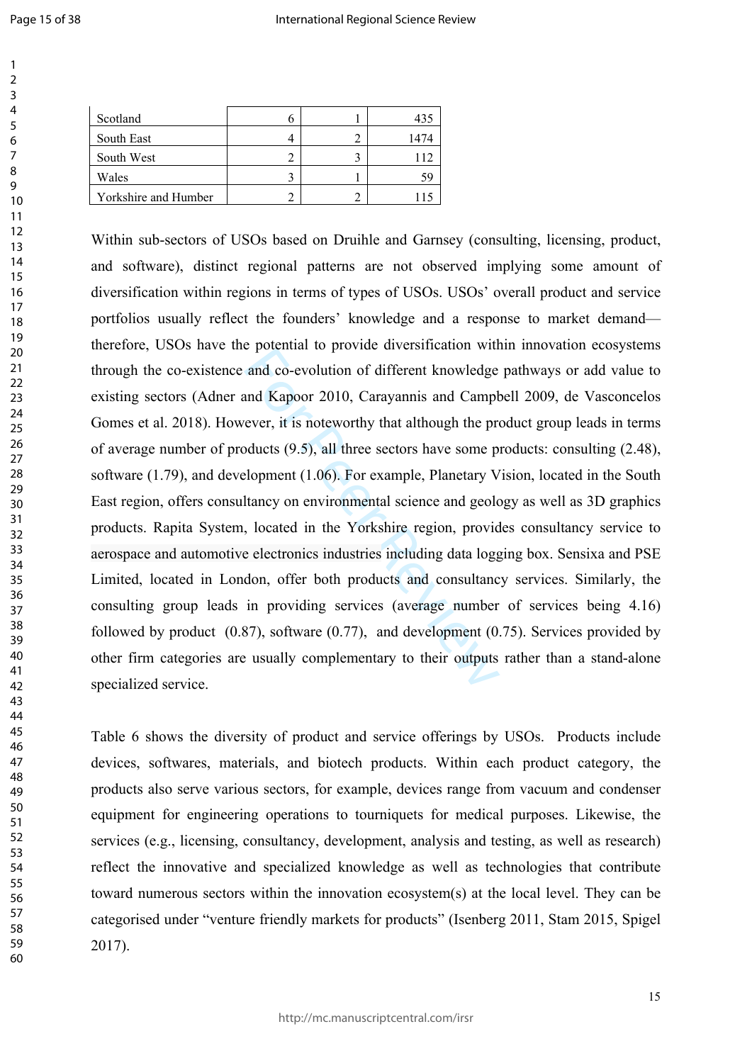| | | | |
|---|---|---|---|
| Scotland | 6 | 1 | 435 |
| South East | 4 | 2 | 1474 |
| South West | 2 | 3 | 112 |
| Wales | 3 | 1 | 59 |
| Yorkshire and Humber | 2 | 2 | 115 |

Within sub-sectors of USOs based on Druihle and Garnsey (consulting, licensing, product, and software), distinct regional patterns are not observed implying some amount of diversification within regions in terms of types of USOs. USOs' overall product and service portfolios usually reflect the founders' knowledge and a response to market demand—therefore, USOs have the potential to provide diversification within innovation ecosystems through the co-existence and co-evolution of different knowledge pathways or add value to existing sectors (Adner and Kapoor 2010, Carayannis and Campbell 2009, de Vasconcelos Gomes et al. 2018). However, it is noteworthy that although the product group leads in terms of average number of products (9.5), all three sectors have some products: consulting (2.48), software (1.79), and development (1.06). For example, Planetary Vision, located in the South East region, offers consultancy on environmental science and geology as well as 3D graphics products. Rapita System, located in the Yorkshire region, provides consultancy service to aerospace and automotive electronics industries including data logging box. Sensixa and PSE Limited, located in London, offer both products and consultancy services. Similarly, the consulting group leads in providing services (average number of services being 4.16) followed by product (0.87), software (0.77), and development (0.75). Services provided by other firm categories are usually complementary to their outputs rather than a stand-alone specialized service.

Table 6 shows the diversity of product and service offerings by USOs. Products include devices, softwares, materials, and biotech products. Within each product category, the products also serve various sectors, for example, devices range from vacuum and condenser equipment for engineering operations to tourniquets for medical purposes. Likewise, the services (e.g., licensing, consultancy, development, analysis and testing, as well as research) reflect the innovative and specialized knowledge as well as technologies that contribute toward numerous sectors within the innovation ecosystem(s) at the local level. They can be categorised under "venture friendly markets for products" (Isenberg 2011, Stam 2015, Spigel 2017).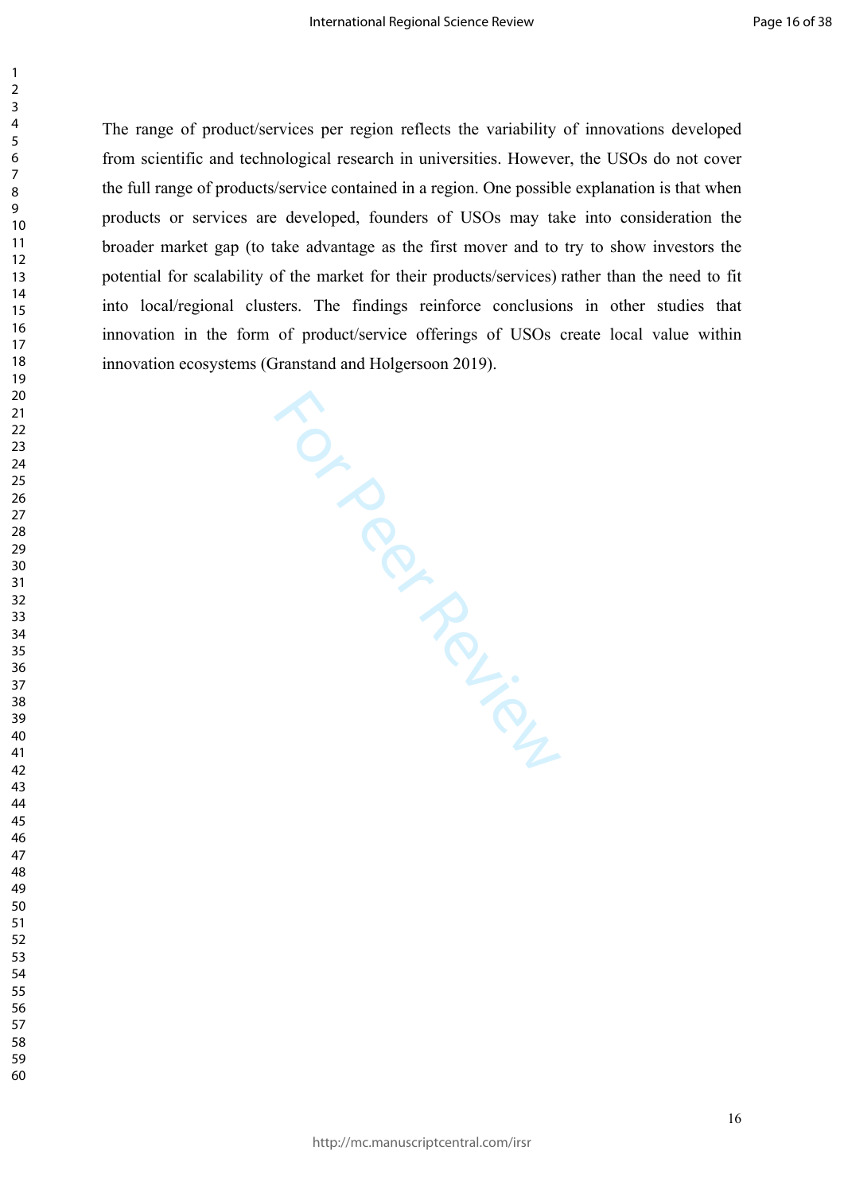The range of product/services per region reflects the variability of innovations developed from scientific and technological research in universities. However, the USOs do not cover the full range of products/service contained in a region. One possible explanation is that when products or services are developed, founders of USOs may take into consideration the broader market gap (to take advantage as the first mover and to try to show investors the potential for scalability of the market for their products/services) rather than the need to fit into local/regional clusters. The findings reinforce conclusions in other studies that innovation in the form of product/service offerings of USOs create local value within innovation ecosystems (Granstand and Holgersoon 2019).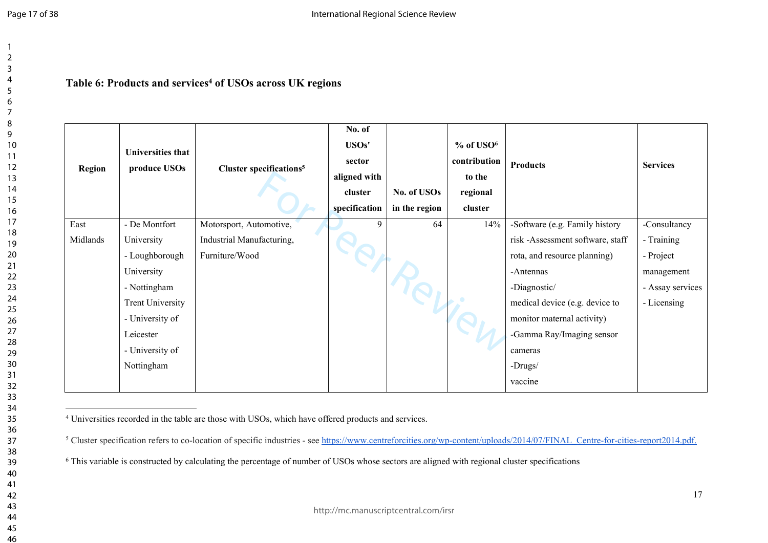**Table 6: Products and services[4] of USOs across UK regions**

| Region | Universities that produce USOs | Cluster specifications[5] | No. of USOs' sector aligned with cluster specification | No. of USOs in the region | % of USO[6] contribution to the regional cluster | Products | Services |
|---|---|---|---|---|---|---|---|
| East Midlands | - De Montfort University<br>- Loughborough University<br>- Nottingham Trent University<br>- University of Leicester<br>- University of Nottingham | Motorsport, Automotive, Industrial Manufacturing, Furniture/Wood | 9 | 64 | 14% | -Software (e.g. Family history risk -Assessment software, staff rota, and resource planning)<br>-Antennas<br>-Diagnostic/ medical device (e.g. device to monitor maternal activity)<br>-Gamma Ray/Imaging sensor cameras<br>-Drugs/ vaccine | -Consultancy<br>- Training<br>- Project management<br>- Assay services<br>- Licensing |

[4] Universities recorded in the table are those with USOs, which have offered products and services.

[5] Cluster specification refers to co-location of specific industries - see https://www.centreforcities.org/wp-content/uploads/2014/07/FINAL_Centre-for-cities-report2014.pdf.

[6] This variable is constructed by calculating the percentage of number of USOs whose sectors are aligned with regional cluster specifications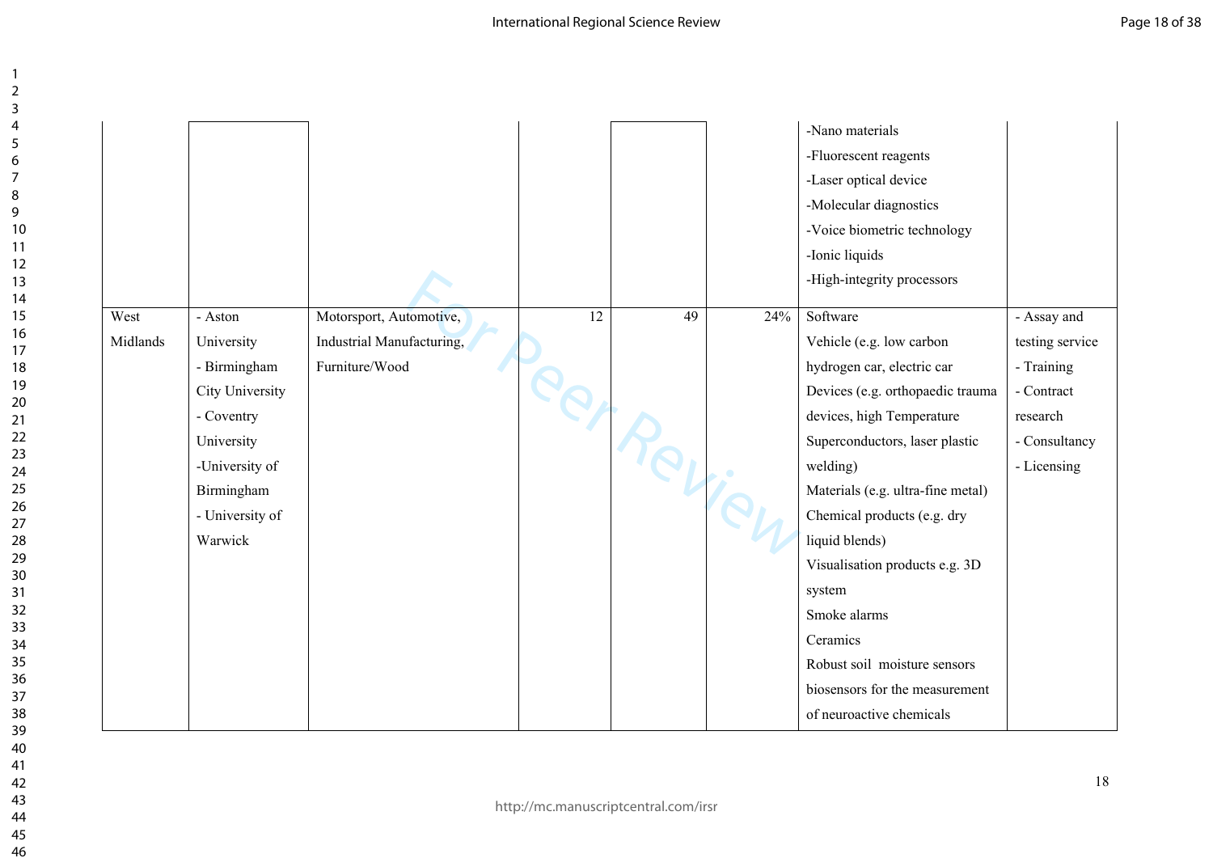| | | | | | | | |
|---|---|---|---|---|---|---|---|
| | | | | | | -Nano materials<br>-Fluorescent reagents<br>-Laser optical device<br>-Molecular diagnostics<br>-Voice biometric technology<br>-Ionic liquids<br>-High-integrity processors | |
| West Midlands | - Aston University<br>- Birmingham City University<br>- Coventry University<br>-University of Birmingham<br>- University of Warwick | Motorsport, Automotive, Industrial Manufacturing, Furniture/Wood | 12 | 49 | 24% | Software<br>Vehicle (e.g. low carbon hydrogen car, electric car<br>Devices (e.g. orthopaedic trauma devices, high Temperature Superconductors, laser plastic welding)<br>Materials (e.g. ultra-fine metal)<br>Chemical products (e.g. dry liquid blends)<br>Visualisation products e.g. 3D system<br>Smoke alarms<br>Ceramics<br>Robust soil moisture sensors<br>biosensors for the measurement of neuroactive chemicals | - Assay and testing service<br>- Training<br>- Contract research<br>- Consultancy<br>- Licensing |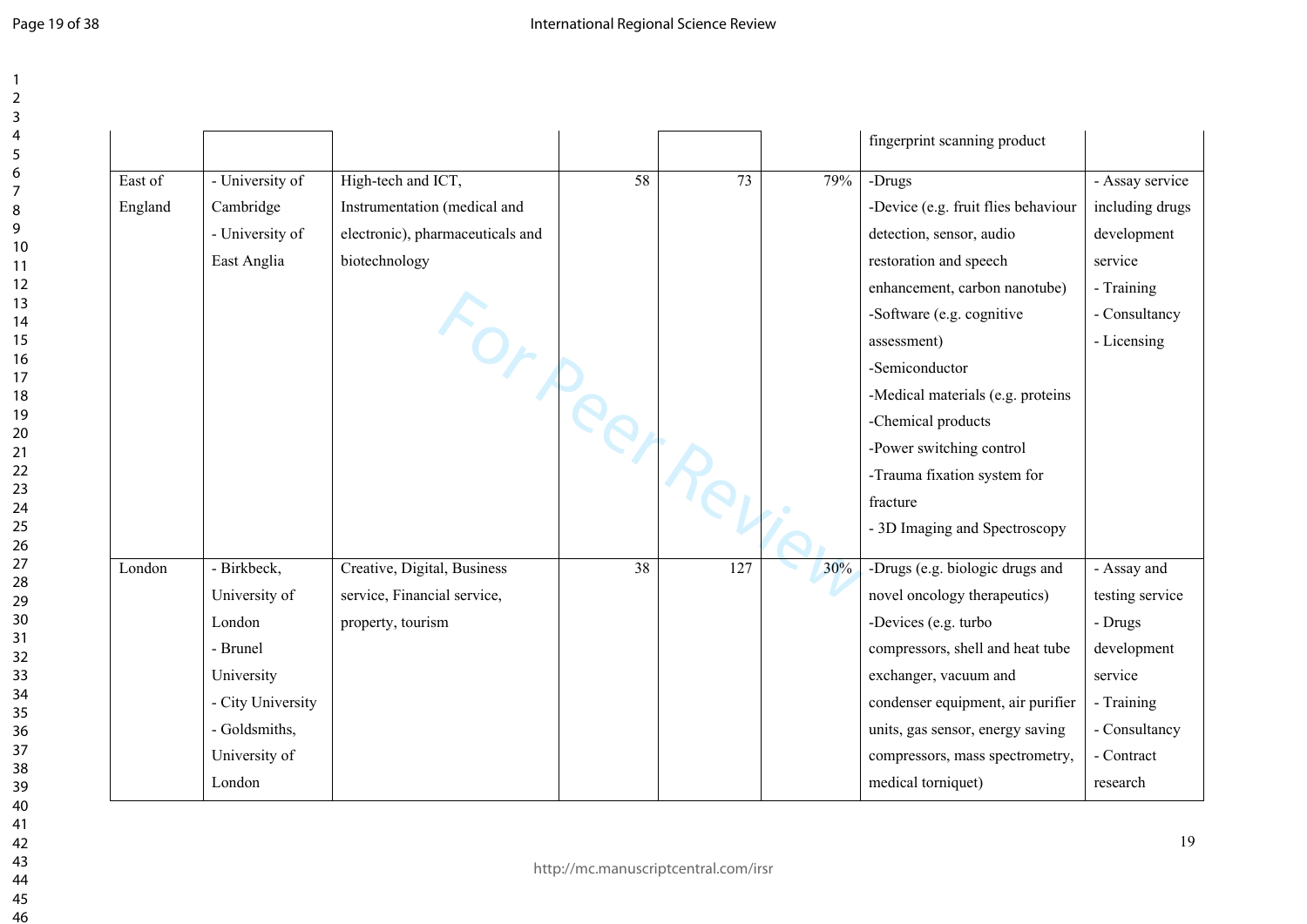| | | | | | | | |
|---|---|---|---|---|---|---|---|
| | | | | | | fingerprint scanning product | |
| East of England | - University of Cambridge<br>- University of East Anglia | High-tech and ICT, Instrumentation (medical and electronic), pharmaceuticals and biotechnology | 58 | 73 | 79% | -Drugs<br>-Device (e.g. fruit flies behaviour detection, sensor, audio restoration and speech enhancement, carbon nanotube)<br>-Software (e.g. cognitive assessment)<br>-Semiconductor<br>-Medical materials (e.g. proteins<br>-Chemical products<br>-Power switching control<br>-Trauma fixation system for fracture<br>- 3D Imaging and Spectroscopy | - Assay service including drugs development service<br>- Training<br>- Consultancy<br>- Licensing |
| London | - Birkbeck, University of London<br>- Brunel University<br>- City University<br>- Goldsmiths, University of London | Creative, Digital, Business service, Financial service, property, tourism | 38 | 127 | 30% | -Drugs (e.g. biologic drugs and novel oncology therapeutics)<br>-Devices (e.g. turbo compressors, shell and heat tube exchanger, vacuum and condenser equipment, air purifier units, gas sensor, energy saving compressors, mass spectrometry, medical torniquet) | - Assay and testing service<br>- Drugs development service<br>- Training<br>- Consultancy<br>- Contract research |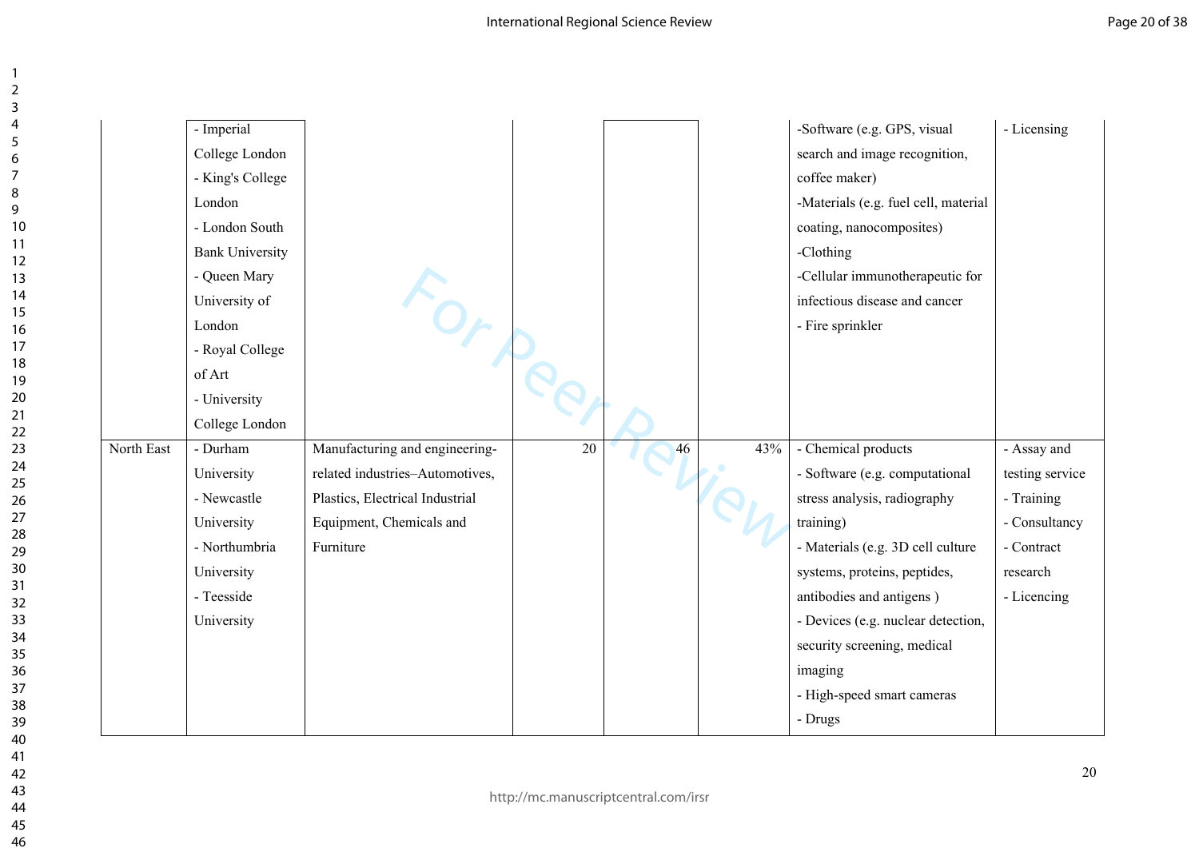|  |  |  |  |  |  |  |  |
|---|---|---|---|---|---|---|---|
|  | - Imperial College London<br>- King's College London<br>- London South Bank University<br>- Queen Mary University of London<br>- Royal College of Art<br>- University College London |  |  |  |  | -Software (e.g. GPS, visual search and image recognition, coffee maker)<br>-Materials (e.g. fuel cell, material coating, nanocomposites)<br>-Clothing<br>-Cellular immunotherapeutic for infectious disease and cancer<br>- Fire sprinkler | - Licensing |
| North East | - Durham University<br>- Newcastle University<br>- Northumbria University<br>- Teesside University | Manufacturing and engineering-related industries–Automotives, Plastics, Electrical Industrial Equipment, Chemicals and Furniture | 20 | 46 | 43% | - Chemical products<br>- Software (e.g. computational stress analysis, radiography training)<br>- Materials (e.g. 3D cell culture systems, proteins, peptides, antibodies and antigens )<br>- Devices (e.g. nuclear detection, security screening, medical imaging<br>- High-speed smart cameras<br>- Drugs | - Assay and testing service<br>- Training<br>- Consultancy<br>- Contract research<br>- Licencing |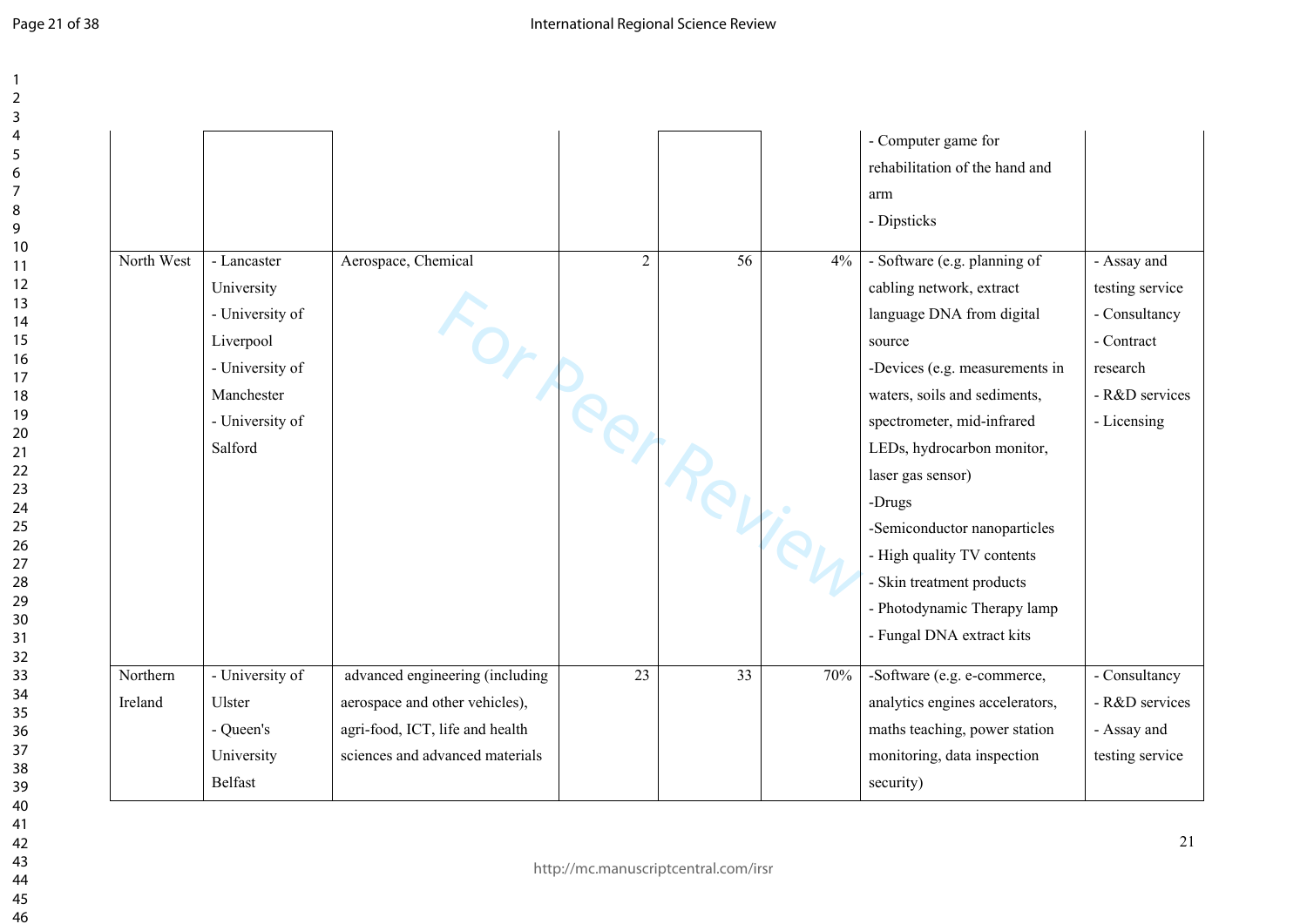| | | | | | | | |
|---|---|---|---|---|---|---|---|
| | | | | | | - Computer game for rehabilitation of the hand and arm<br>- Dipsticks | |
| North West | - Lancaster University<br>- University of Liverpool<br>- University of Manchester<br>- University of Salford | Aerospace, Chemical | 2 | 56 | 4% | - Software (e.g. planning of cabling network, extract language DNA from digital source<br>-Devices (e.g. measurements in waters, soils and sediments, spectrometer, mid-infrared LEDs, hydrocarbon monitor, laser gas sensor)<br>-Drugs<br>-Semiconductor nanoparticles<br>- High quality TV contents<br>- Skin treatment products<br>- Photodynamic Therapy lamp<br>- Fungal DNA extract kits | - Assay and testing service<br>- Consultancy<br>- Contract research<br>- R&D services<br>- Licensing |
| Northern Ireland | - University of Ulster<br>- Queen's University Belfast | advanced engineering (including aerospace and other vehicles), agri-food, ICT, life and health sciences and advanced materials | 23 | 33 | 70% | -Software (e.g. e-commerce, analytics engines accelerators, maths teaching, power station monitoring, data inspection security) | - Consultancy<br>- R&D services<br>- Assay and testing service |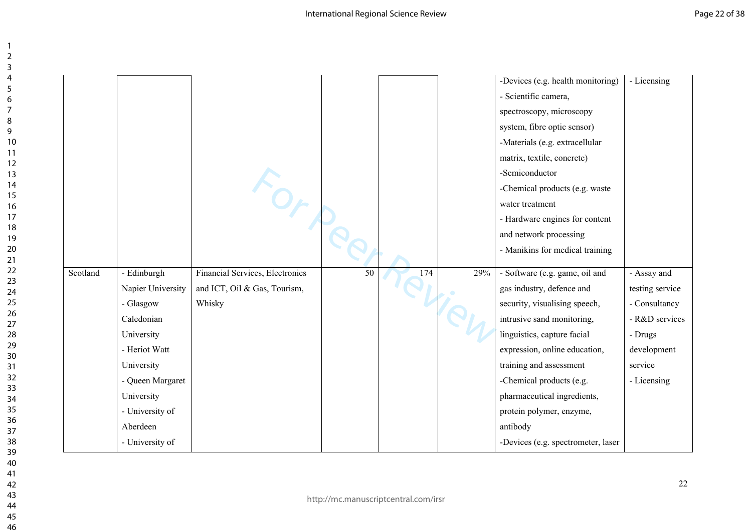| | | | | | | | |
|---|---|---|---|---|---|---|---|
| | | | | | | -Devices (e.g. health monitoring)<br>- Scientific camera, spectroscopy, microscopy system, fibre optic sensor)<br>-Materials (e.g. extracellular matrix, textile, concrete)<br>-Semiconductor<br>-Chemical products (e.g. waste water treatment<br>- Hardware engines for content and network processing<br>- Manikins for medical training | - Licensing |
| Scotland | - Edinburgh Napier University<br>- Glasgow Caledonian University<br>- Heriot Watt University<br>- Queen Margaret University<br>- University of Aberdeen<br>- University of | Financial Services, Electronics and ICT, Oil & Gas, Tourism, Whisky | 50 | 174 | 29% | - Software (e.g. game, oil and gas industry, defence and security, visualising speech, intrusive sand monitoring, linguistics, capture facial expression, online education, training and assessment<br>-Chemical products (e.g. pharmaceutical ingredients, protein polymer, enzyme, antibody<br>-Devices (e.g. spectrometer, laser | - Assay and testing service<br>- Consultancy<br>- R&D services<br>- Drugs development service<br>- Licensing |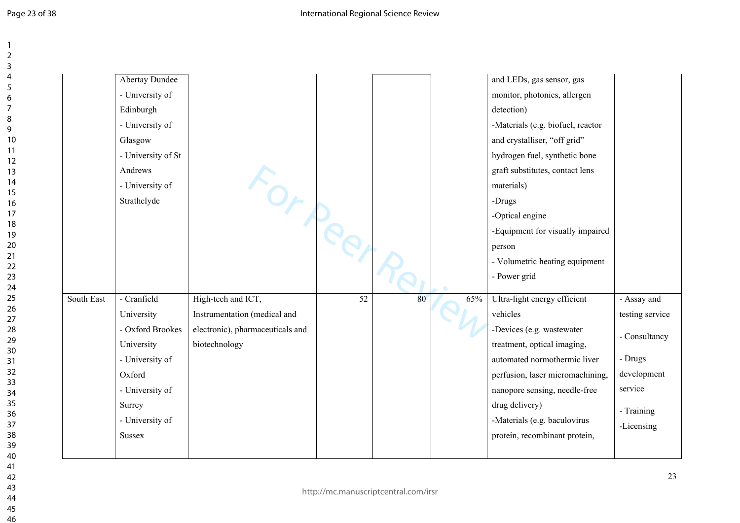| | | | | | | | |
|---|---|---|---|---|---|---|---|
| | Abertay Dundee<br>- University of Edinburgh<br>- University of Glasgow<br>- University of St Andrews<br>- University of Strathclyde | | | | | and LEDs, gas sensor, gas monitor, photonics, allergen detection)<br>-Materials (e.g. biofuel, reactor and crystalliser, "off grid" hydrogen fuel, synthetic bone graft substitutes, contact lens materials)<br>-Drugs<br>-Optical engine<br>-Equipment for visually impaired person<br>- Volumetric heating equipment<br>- Power grid | |
| South East | - Cranfield University<br>- Oxford Brookes University<br>- University of Oxford<br>- University of Surrey<br>- University of Sussex | High-tech and ICT, Instrumentation (medical and electronic), pharmaceuticals and biotechnology | 52 | 80 | 65% | Ultra-light energy efficient vehicles<br>-Devices (e.g. wastewater treatment, optical imaging, automated normothermic liver perfusion, laser micromachining, nanopore sensing, needle-free drug delivery)<br>-Materials (e.g. baculovirus protein, recombinant protein, | - Assay and testing service<br>- Consultancy<br>- Drugs development service<br>- Training<br>-Licensing |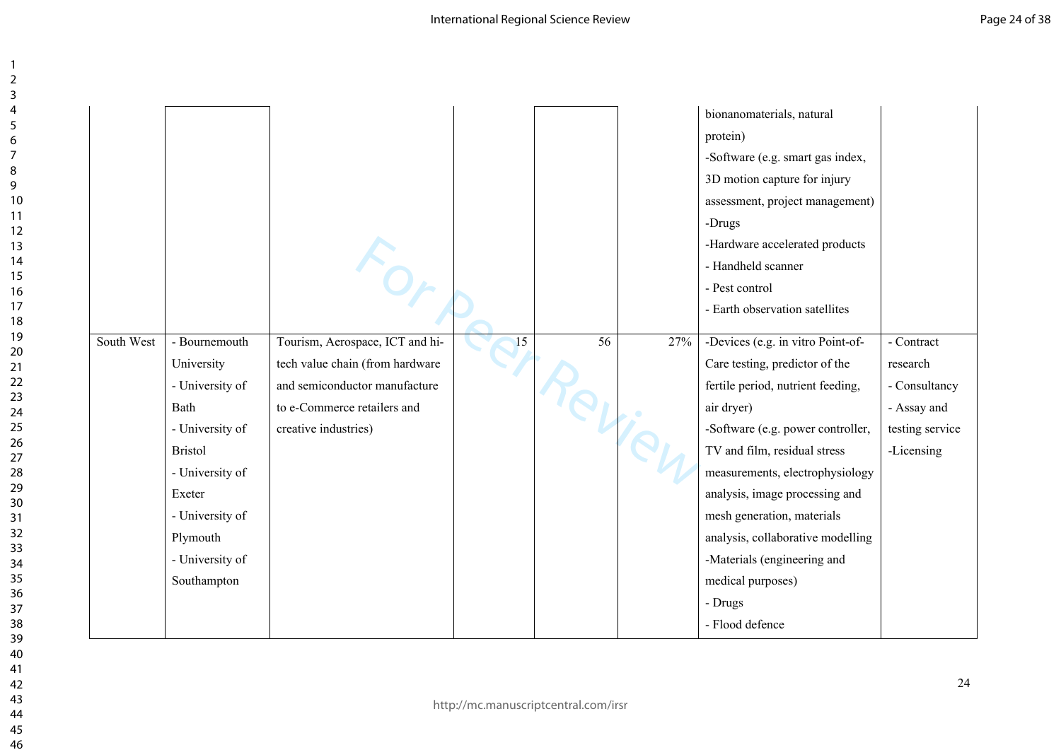| | | | | | | | |
|---|---|---|---|---|---|---|---|
| | | | | | | bionanomaterials, natural protein)<br>-Software (e.g. smart gas index, 3D motion capture for injury assessment, project management)<br>-Drugs<br>-Hardware accelerated products<br>- Handheld scanner<br>- Pest control<br>- Earth observation satellites | |
| South West | - Bournemouth University<br>- University of Bath<br>- University of Bristol<br>- University of Exeter<br>- University of Plymouth<br>- University of Southampton | Tourism, Aerospace, ICT and hi-tech value chain (from hardware and semiconductor manufacture to e-Commerce retailers and creative industries) | 15 | 56 | 27% | -Devices (e.g. in vitro Point-of-Care testing, predictor of the fertile period, nutrient feeding, air dryer)<br>-Software (e.g. power controller, TV and film, residual stress measurements, electrophysiology analysis, image processing and mesh generation, materials analysis, collaborative modelling<br>-Materials (engineering and medical purposes)<br>- Drugs<br>- Flood defence | - Contract research<br>- Consultancy<br>- Assay and testing service<br>-Licensing |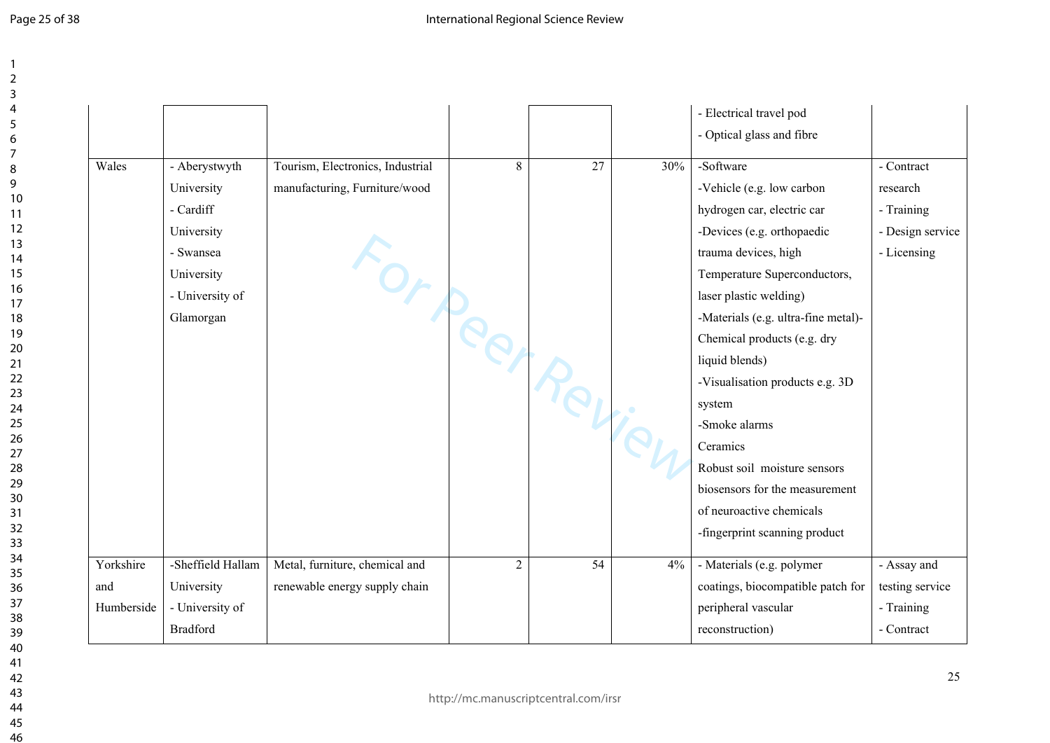|  |  |  |  |  |  |  |  |
|---|---|---|---|---|---|---|---|
|  |  |  |  |  |  | - Electrical travel pod<br>- Optical glass and fibre |  |
| Wales | - Aberystwyth University<br>- Cardiff University<br>- Swansea University<br>- University of Glamorgan | Tourism, Electronics, Industrial manufacturing, Furniture/wood | 8 | 27 | 30% | -Software<br>-Vehicle (e.g. low carbon hydrogen car, electric car<br>-Devices (e.g. orthopaedic trauma devices, high Temperature Superconductors, laser plastic welding)<br>-Materials (e.g. ultra-fine metal)-Chemical products (e.g. dry liquid blends)<br>-Visualisation products e.g. 3D system<br>-Smoke alarms<br>Ceramics<br>Robust soil moisture sensors<br>biosensors for the measurement of neuroactive chemicals<br>-fingerprint scanning product | - Contract research<br>- Training<br>- Design service<br>- Licensing |
| Yorkshire and Humberside | -Sheffield Hallam University<br>- University of Bradford | Metal, furniture, chemical and renewable energy supply chain | 2 | 54 | 4% | - Materials (e.g. polymer coatings, biocompatible patch for peripheral vascular reconstruction) | - Assay and testing service<br>- Training<br>- Contract |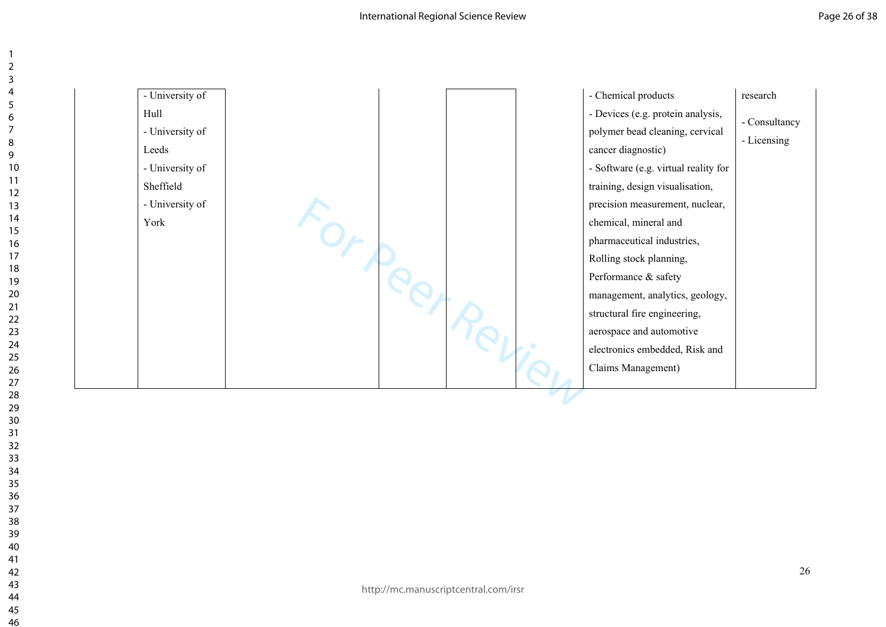|  | - University of Hull<br>- University of Leeds<br>- University of Sheffield<br>- University of York |  |  |  |  | - Chemical products<br>- Devices (e.g. protein analysis, polymer bead cleaning, cervical cancer diagnostic)<br>- Software (e.g. virtual reality for training, design visualisation, precision measurement, nuclear, chemical, mineral and pharmaceutical industries, Rolling stock planning, Performance & safety management, analytics, geology, structural fire engineering, aerospace and automotive electronics embedded, Risk and Claims Management) | research<br>- Consultancy<br>- Licensing |
|---|---|---|---|---|---|---|---|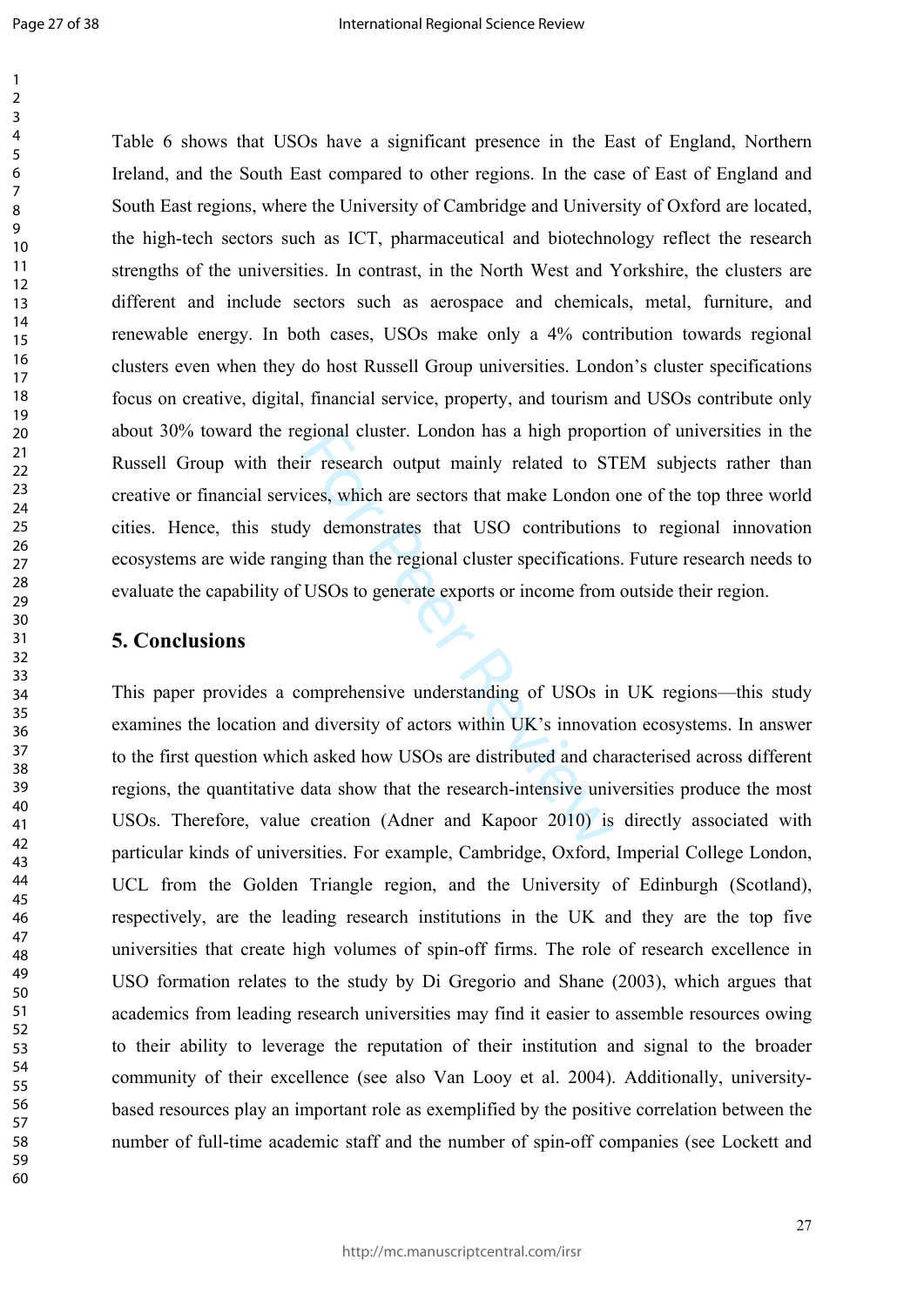Table 6 shows that USOs have a significant presence in the East of England, Northern Ireland, and the South East compared to other regions. In the case of East of England and South East regions, where the University of Cambridge and University of Oxford are located, the high-tech sectors such as ICT, pharmaceutical and biotechnology reflect the research strengths of the universities. In contrast, in the North West and Yorkshire, the clusters are different and include sectors such as aerospace and chemicals, metal, furniture, and renewable energy. In both cases, USOs make only a 4% contribution towards regional clusters even when they do host Russell Group universities. London's cluster specifications focus on creative, digital, financial service, property, and tourism and USOs contribute only about 30% toward the regional cluster. London has a high proportion of universities in the Russell Group with their research output mainly related to STEM subjects rather than creative or financial services, which are sectors that make London one of the top three world cities. Hence, this study demonstrates that USO contributions to regional innovation ecosystems are wide ranging than the regional cluster specifications. Future research needs to evaluate the capability of USOs to generate exports or income from outside their region.

## 5. Conclusions

This paper provides a comprehensive understanding of USOs in UK regions—this study examines the location and diversity of actors within UK's innovation ecosystems. In answer to the first question which asked how USOs are distributed and characterised across different regions, the quantitative data show that the research-intensive universities produce the most USOs. Therefore, value creation (Adner and Kapoor 2010) is directly associated with particular kinds of universities. For example, Cambridge, Oxford, Imperial College London, UCL from the Golden Triangle region, and the University of Edinburgh (Scotland), respectively, are the leading research institutions in the UK and they are the top five universities that create high volumes of spin-off firms. The role of research excellence in USO formation relates to the study by Di Gregorio and Shane (2003), which argues that academics from leading research universities may find it easier to assemble resources owing to their ability to leverage the reputation of their institution and signal to the broader community of their excellence (see also Van Looy et al. 2004). Additionally, university-based resources play an important role as exemplified by the positive correlation between the number of full-time academic staff and the number of spin-off companies (see Lockett and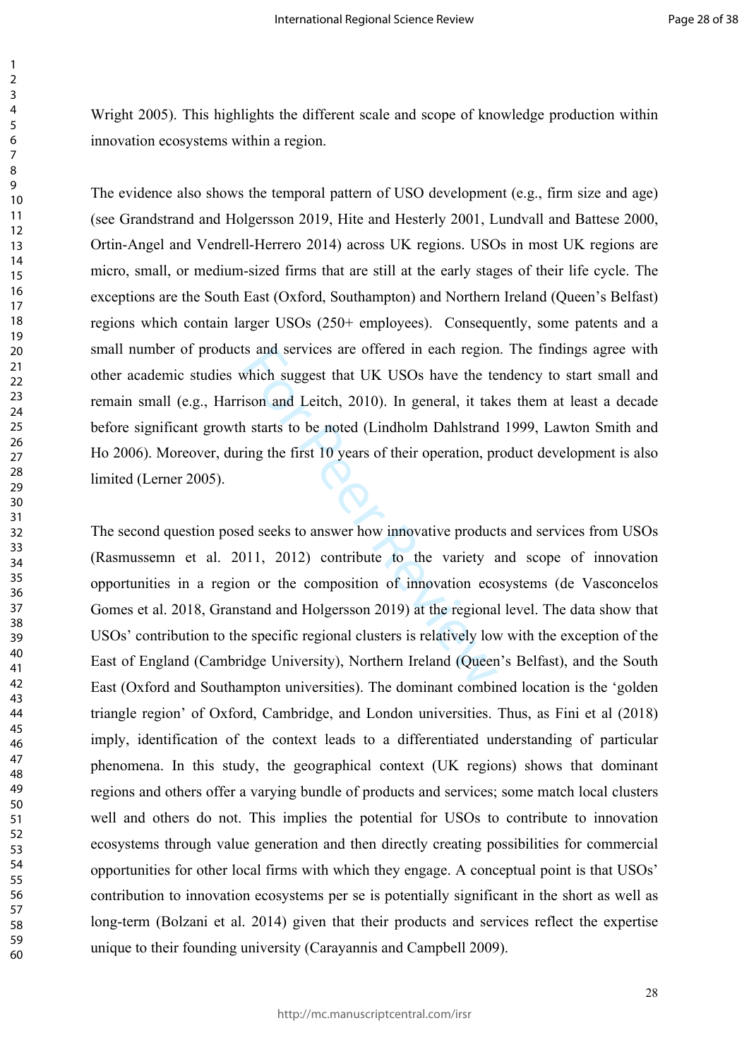Wright 2005). This highlights the different scale and scope of knowledge production within innovation ecosystems within a region.

The evidence also shows the temporal pattern of USO development (e.g., firm size and age) (see Grandstrand and Holgersson 2019, Hite and Hesterly 2001, Lundvall and Battese 2000, Ortin-Angel and Vendrell-Herrero 2014) across UK regions. USOs in most UK regions are micro, small, or medium-sized firms that are still at the early stages of their life cycle. The exceptions are the South East (Oxford, Southampton) and Northern Ireland (Queen's Belfast) regions which contain larger USOs (250+ employees). Consequently, some patents and a small number of products and services are offered in each region. The findings agree with other academic studies which suggest that UK USOs have the tendency to start small and remain small (e.g., Harrison and Leitch, 2010). In general, it takes them at least a decade before significant growth starts to be noted (Lindholm Dahlstrand 1999, Lawton Smith and Ho 2006). Moreover, during the first 10 years of their operation, product development is also limited (Lerner 2005).

The second question posed seeks to answer how innovative products and services from USOs (Rasmussemn et al. 2011, 2012) contribute to the variety and scope of innovation opportunities in a region or the composition of innovation ecosystems (de Vasconcelos Gomes et al. 2018, Granstand and Holgersson 2019) at the regional level. The data show that USOs' contribution to the specific regional clusters is relatively low with the exception of the East of England (Cambridge University), Northern Ireland (Queen's Belfast), and the South East (Oxford and Southampton universities). The dominant combined location is the 'golden triangle region' of Oxford, Cambridge, and London universities. Thus, as Fini et al (2018) imply, identification of the context leads to a differentiated understanding of particular phenomena. In this study, the geographical context (UK regions) shows that dominant regions and others offer a varying bundle of products and services; some match local clusters well and others do not. This implies the potential for USOs to contribute to innovation ecosystems through value generation and then directly creating possibilities for commercial opportunities for other local firms with which they engage. A conceptual point is that USOs' contribution to innovation ecosystems per se is potentially significant in the short as well as long-term (Bolzani et al. 2014) given that their products and services reflect the expertise unique to their founding university (Carayannis and Campbell 2009).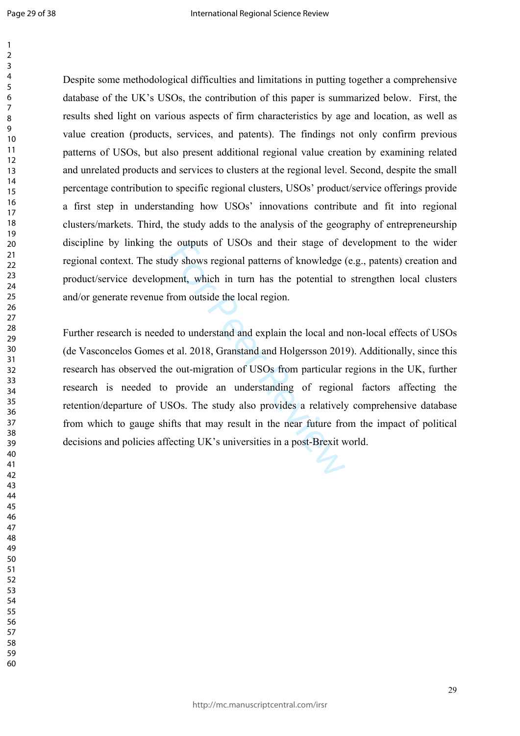Despite some methodological difficulties and limitations in putting together a comprehensive database of the UK's USOs, the contribution of this paper is summarized below. First, the results shed light on various aspects of firm characteristics by age and location, as well as value creation (products, services, and patents). The findings not only confirm previous patterns of USOs, but also present additional regional value creation by examining related and unrelated products and services to clusters at the regional level. Second, despite the small percentage contribution to specific regional clusters, USOs' product/service offerings provide a first step in understanding how USOs' innovations contribute and fit into regional clusters/markets. Third, the study adds to the analysis of the geography of entrepreneurship discipline by linking the outputs of USOs and their stage of development to the wider regional context. The study shows regional patterns of knowledge (e.g., patents) creation and product/service development, which in turn has the potential to strengthen local clusters and/or generate revenue from outside the local region.

Further research is needed to understand and explain the local and non-local effects of USOs (de Vasconcelos Gomes et al. 2018, Granstand and Holgersson 2019). Additionally, since this research has observed the out-migration of USOs from particular regions in the UK, further research is needed to provide an understanding of regional factors affecting the retention/departure of USOs. The study also provides a relatively comprehensive database from which to gauge shifts that may result in the near future from the impact of political decisions and policies affecting UK's universities in a post-Brexit world.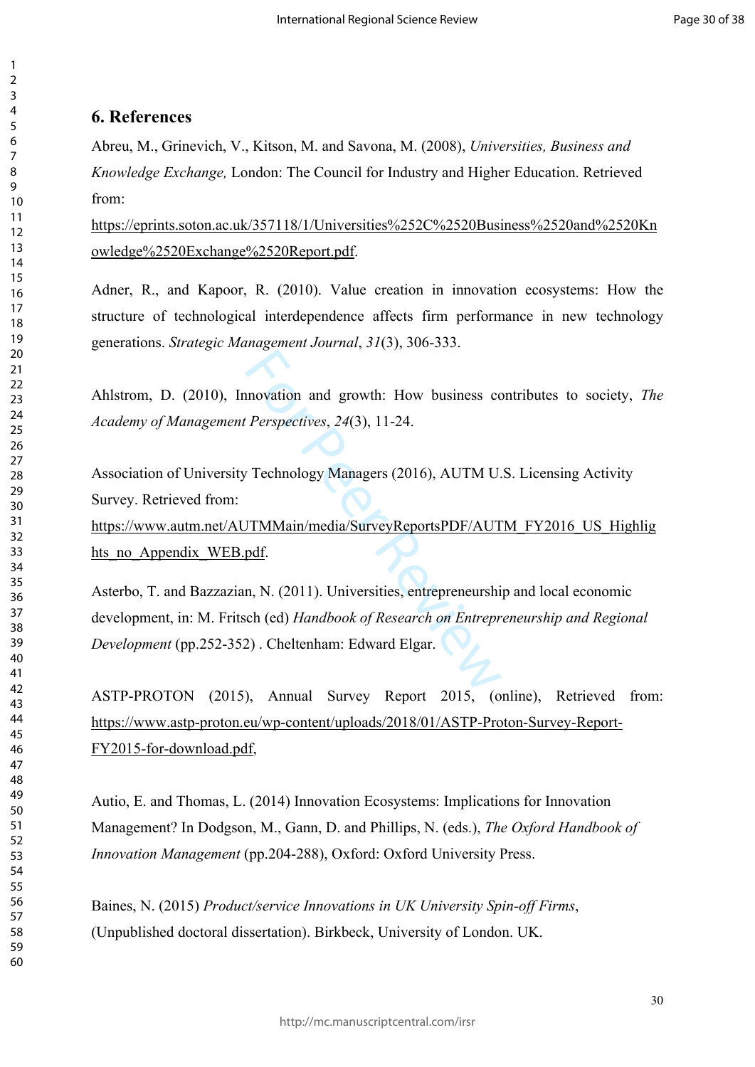## 6. References

Abreu, M., Grinevich, V., Kitson, M. and Savona, M. (2008), *Universities, Business and Knowledge Exchange,* London: The Council for Industry and Higher Education. Retrieved from: https://eprints.soton.ac.uk/357118/1/Universities%252C%2520Business%2520and%2520Knowledge%2520Exchange%2520Report.pdf.

Adner, R., and Kapoor, R. (2010). Value creation in innovation ecosystems: How the structure of technological interdependence affects firm performance in new technology generations. *Strategic Management Journal*, *31*(3), 306-333.

Ahlstrom, D. (2010), Innovation and growth: How business contributes to society, *The Academy of Management Perspectives*, *24*(3), 11-24.

Association of University Technology Managers (2016), AUTM U.S. Licensing Activity Survey. Retrieved from: https://www.autm.net/AUTMMain/media/SurveyReportsPDF/AUTM_FY2016_US_Highlights_no_Appendix_WEB.pdf.

Asterbo, T. and Bazzazian, N. (2011). Universities, entrepreneurship and local economic development, in: M. Fritsch (ed) *Handbook of Research on Entrepreneurship and Regional Development* (pp.252-352) . Cheltenham: Edward Elgar.

ASTP-PROTON (2015), Annual Survey Report 2015, (online), Retrieved from: https://www.astp-proton.eu/wp-content/uploads/2018/01/ASTP-Proton-Survey-Report-FY2015-for-download.pdf,

Autio, E. and Thomas, L. (2014) Innovation Ecosystems: Implications for Innovation Management? In Dodgson, M., Gann, D. and Phillips, N. (eds.), *The Oxford Handbook of Innovation Management* (pp.204-288), Oxford: Oxford University Press.

Baines, N. (2015) *Product/service Innovations in UK University Spin-off Firms*, (Unpublished doctoral dissertation). Birkbeck, University of London. UK.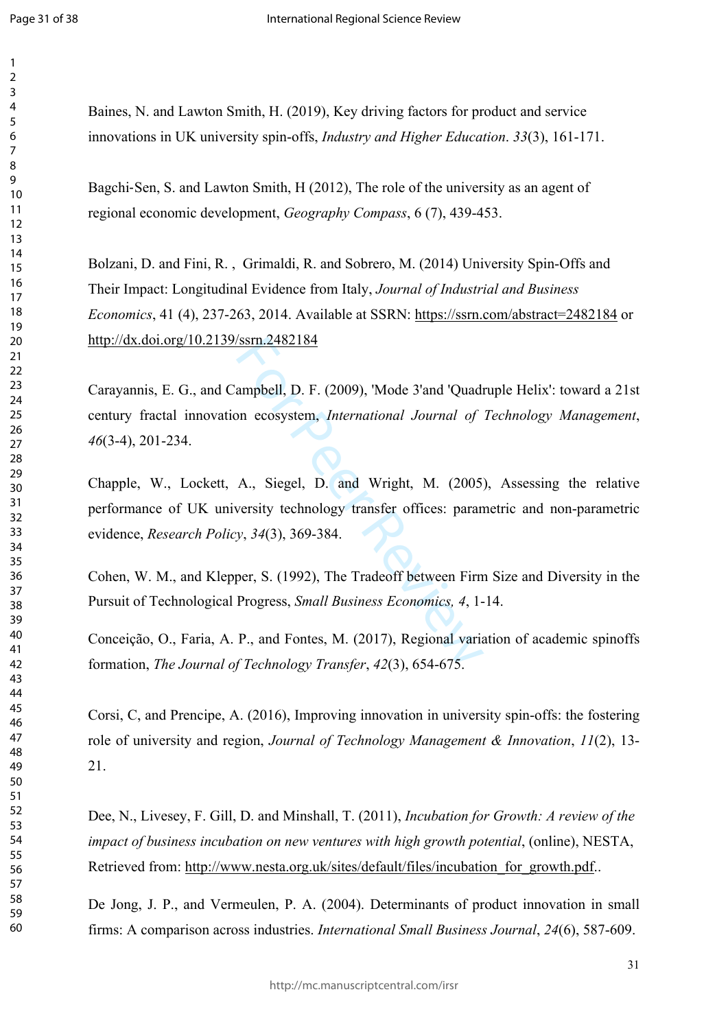Baines, N. and Lawton Smith, H. (2019), Key driving factors for product and service innovations in UK university spin-offs, *Industry and Higher Education*. *33*(3), 161-171.

Bagchi-Sen, S. and Lawton Smith, H (2012), The role of the university as an agent of regional economic development, *Geography Compass*, 6 (7), 439-453.

Bolzani, D. and Fini, R. , Grimaldi, R. and Sobrero, M. (2014) University Spin-Offs and Their Impact: Longitudinal Evidence from Italy, *Journal of Industrial and Business Economics*, 41 (4), 237-263, 2014. Available at SSRN: https://ssrn.com/abstract=2482184 or http://dx.doi.org/10.2139/ssrn.2482184

Carayannis, E. G., and Campbell, D. F. (2009), 'Mode 3'and 'Quadruple Helix': toward a 21st century fractal innovation ecosystem, *International Journal of Technology Management*, *46*(3-4), 201-234.

Chapple, W., Lockett, A., Siegel, D. and Wright, M. (2005), Assessing the relative performance of UK university technology transfer offices: parametric and non-parametric evidence, *Research Policy*, *34*(3), 369-384.

Cohen, W. M., and Klepper, S. (1992), The Tradeoff between Firm Size and Diversity in the Pursuit of Technological Progress, *Small Business Economics, 4*, 1-14.

Conceição, O., Faria, A. P., and Fontes, M. (2017), Regional variation of academic spinoffs formation, *The Journal of Technology Transfer*, *42*(3), 654-675.

Corsi, C, and Prencipe, A. (2016), Improving innovation in university spin-offs: the fostering role of university and region, *Journal of Technology Management & Innovation*, *11*(2), 13-21.

Dee, N., Livesey, F. Gill, D. and Minshall, T. (2011), *Incubation for Growth: A review of the impact of business incubation on new ventures with high growth potential*, (online), NESTA, Retrieved from: http://www.nesta.org.uk/sites/default/files/incubation_for_growth.pdf..

De Jong, J. P., and Vermeulen, P. A. (2004). Determinants of product innovation in small firms: A comparison across industries. *International Small Business Journal*, *24*(6), 587-609.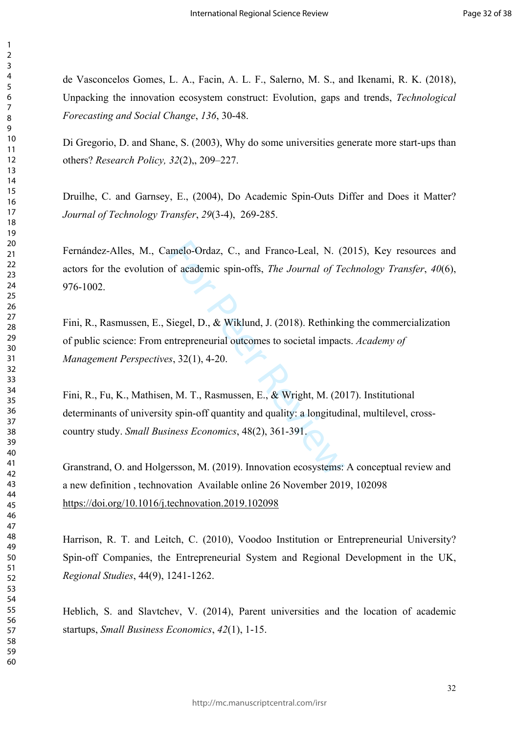de Vasconcelos Gomes, L. A., Facin, A. L. F., Salerno, M. S., and Ikenami, R. K. (2018), Unpacking the innovation ecosystem construct: Evolution, gaps and trends, *Technological Forecasting and Social Change*, *136*, 30-48.

Di Gregorio, D. and Shane, S. (2003), Why do some universities generate more start-ups than others? *Research Policy, 32*(2),, 209–227.

Druilhe, C. and Garnsey, E., (2004), Do Academic Spin-Outs Differ and Does it Matter? *Journal of Technology Transfer*, *29*(3-4), 269-285.

Fernández-Alles, M., Camelo-Ordaz, C., and Franco-Leal, N. (2015), Key resources and actors for the evolution of academic spin-offs, *The Journal of Technology Transfer*, *40*(6), 976-1002.

Fini, R., Rasmussen, E., Siegel, D., & Wiklund, J. (2018). Rethinking the commercialization of public science: From entrepreneurial outcomes to societal impacts. *Academy of Management Perspectives*, 32(1), 4-20.

Fini, R., Fu, K., Mathisen, M. T., Rasmussen, E., & Wright, M. (2017). Institutional determinants of university spin-off quantity and quality: a longitudinal, multilevel, cross-country study. *Small Business Economics*, 48(2), 361-391.

Granstrand, O. and Holgersson, M. (2019). Innovation ecosystems: A conceptual review and a new definition , technovation Available online 26 November 2019, 102098 https://doi.org/10.1016/j.technovation.2019.102098

Harrison, R. T. and Leitch, C. (2010), Voodoo Institution or Entrepreneurial University? Spin-off Companies, the Entrepreneurial System and Regional Development in the UK, *Regional Studies*, 44(9), 1241-1262.

Heblich, S. and Slavtchev, V. (2014), Parent universities and the location of academic startups, *Small Business Economics*, *42*(1), 1-15.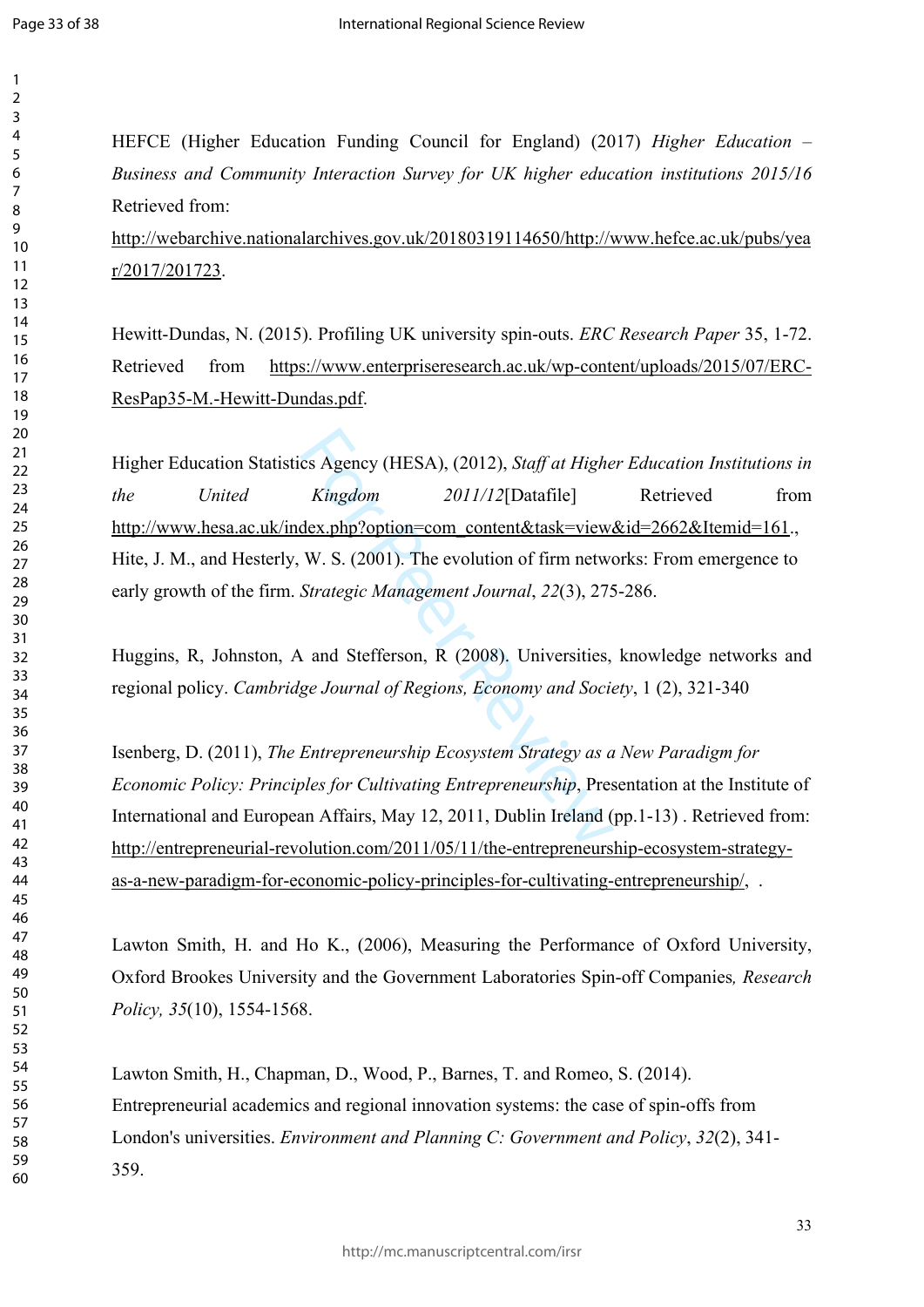HEFCE (Higher Education Funding Council for England) (2017) *Higher Education – Business and Community Interaction Survey for UK higher education institutions 2015/16* Retrieved from: http://webarchive.nationalarchives.gov.uk/20180319114650/http://www.hefce.ac.uk/pubs/year/2017/201723.

Hewitt-Dundas, N. (2015). Profiling UK university spin-outs. *ERC Research Paper* 35, 1-72. Retrieved from https://www.enterpriseresearch.ac.uk/wp-content/uploads/2015/07/ERC-ResPap35-M.-Hewitt-Dundas.pdf.

Higher Education Statistics Agency (HESA), (2012), *Staff at Higher Education Institutions in the United Kingdom 2011/12*[Datafile] Retrieved from http://www.hesa.ac.uk/index.php?option=com_content&task=view&id=2662&Itemid=161.,
Hite, J. M., and Hesterly, W. S. (2001). The evolution of firm networks: From emergence to early growth of the firm. *Strategic Management Journal*, *22*(3), 275-286.

Huggins, R, Johnston, A and Stefferson, R (2008). Universities, knowledge networks and regional policy. *Cambridge Journal of Regions, Economy and Society*, 1 (2), 321-340

Isenberg, D. (2011), *The Entrepreneurship Ecosystem Strategy as a New Paradigm for Economic Policy: Principles for Cultivating Entrepreneurship*, Presentation at the Institute of International and European Affairs, May 12, 2011, Dublin Ireland (pp.1-13) . Retrieved from: http://entrepreneurial-revolution.com/2011/05/11/the-entrepreneurship-ecosystem-strategy-as-a-new-paradigm-for-economic-policy-principles-for-cultivating-entrepreneurship/, .

Lawton Smith, H. and Ho K., (2006), Measuring the Performance of Oxford University, Oxford Brookes University and the Government Laboratories Spin-off Companies*, Research Policy, 35*(10), 1554-1568.

Lawton Smith, H., Chapman, D., Wood, P., Barnes, T. and Romeo, S. (2014). Entrepreneurial academics and regional innovation systems: the case of spin-offs from London's universities. *Environment and Planning C: Government and Policy*, *32*(2), 341-359.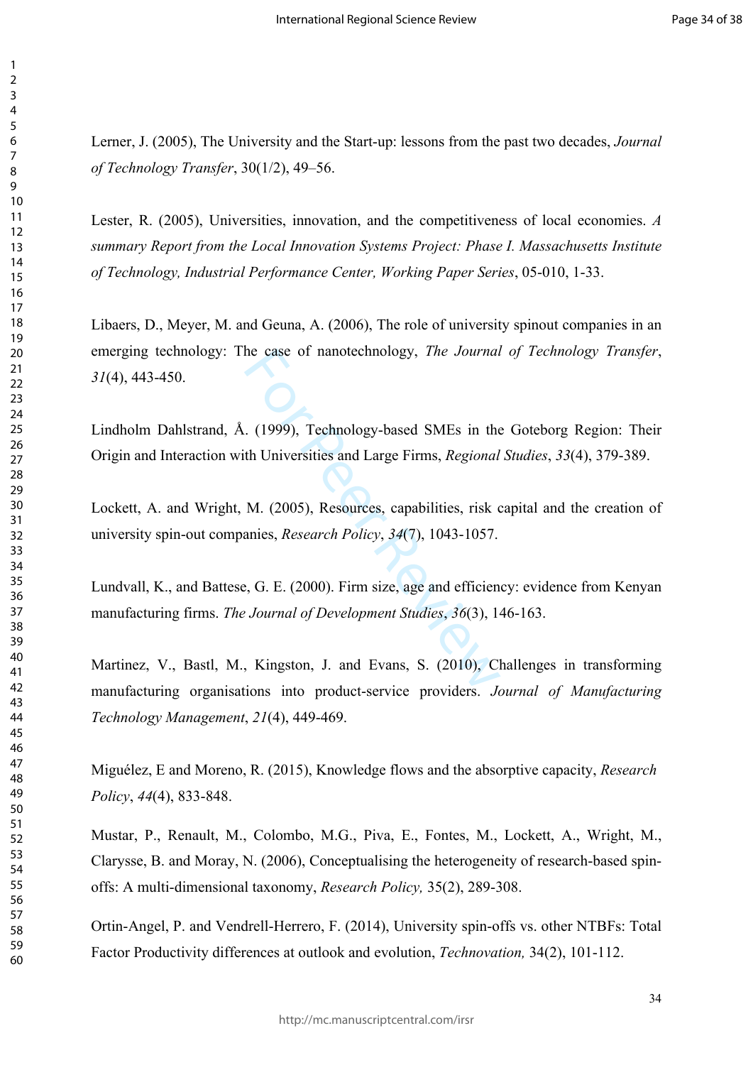Lerner, J. (2005), The University and the Start-up: lessons from the past two decades, *Journal of Technology Transfer*, 30(1/2), 49–56.

Lester, R. (2005), Universities, innovation, and the competitiveness of local economies. *A summary Report from the Local Innovation Systems Project: Phase I. Massachusetts Institute of Technology, Industrial Performance Center, Working Paper Series*, 05-010, 1-33.

Libaers, D., Meyer, M. and Geuna, A. (2006), The role of university spinout companies in an emerging technology: The case of nanotechnology, *The Journal of Technology Transfer*, *31*(4), 443-450.

Lindholm Dahlstrand, Å. (1999), Technology-based SMEs in the Goteborg Region: Their Origin and Interaction with Universities and Large Firms, *Regional Studies*, *33*(4), 379-389.

Lockett, A. and Wright, M. (2005), Resources, capabilities, risk capital and the creation of university spin-out companies, *Research Policy*, *34*(7), 1043-1057.

Lundvall, K., and Battese, G. E. (2000). Firm size, age and efficiency: evidence from Kenyan manufacturing firms. *The Journal of Development Studies*, *36*(3), 146-163.

Martinez, V., Bastl, M., Kingston, J. and Evans, S. (2010), Challenges in transforming manufacturing organisations into product-service providers. *Journal of Manufacturing Technology Management*, *21*(4), 449-469.

Miguélez, E and Moreno, R. (2015), Knowledge flows and the absorptive capacity, *Research Policy*, *44*(4), 833-848.

Mustar, P., Renault, M., Colombo, M.G., Piva, E., Fontes, M., Lockett, A., Wright, M., Clarysse, B. and Moray, N. (2006), Conceptualising the heterogeneity of research-based spin-offs: A multi-dimensional taxonomy, *Research Policy,* 35(2), 289-308.

Ortin-Angel, P. and Vendrell-Herrero, F. (2014), University spin-offs vs. other NTBFs: Total Factor Productivity differences at outlook and evolution, *Technovation,* 34(2), 101-112.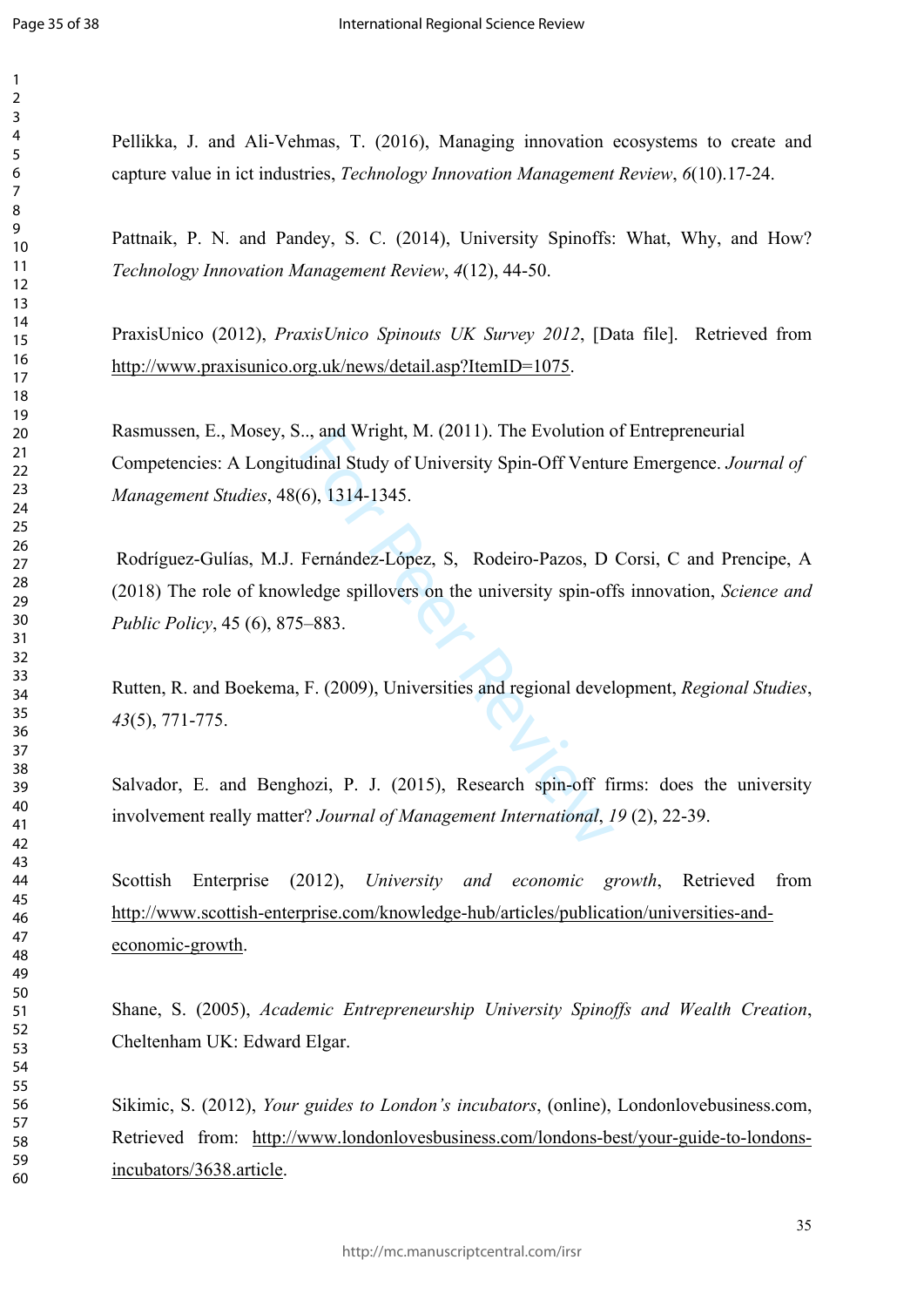Pellikka, J. and Ali-Vehmas, T. (2016), Managing innovation ecosystems to create and capture value in ict industries, *Technology Innovation Management Review*, *6*(10).17-24.

Pattnaik, P. N. and Pandey, S. C. (2014), University Spinoffs: What, Why, and How? *Technology Innovation Management Review*, *4*(12), 44-50.

PraxisUnico (2012), *PraxisUnico Spinouts UK Survey 2012*, [Data file]. Retrieved from http://www.praxisunico.org.uk/news/detail.asp?ItemID=1075.

Rasmussen, E., Mosey, S.., and Wright, M. (2011). The Evolution of Entrepreneurial Competencies: A Longitudinal Study of University Spin-Off Venture Emergence. *Journal of Management Studies*, 48(6), 1314-1345.

Rodríguez-Gulías, M.J. Fernández-López, S, Rodeiro-Pazos, D Corsi, C and Prencipe, A (2018) The role of knowledge spillovers on the university spin-offs innovation, *Science and Public Policy*, 45 (6), 875–883.

Rutten, R. and Boekema, F. (2009), Universities and regional development, *Regional Studies*, *43*(5), 771-775.

Salvador, E. and Benghozi, P. J. (2015), Research spin-off firms: does the university involvement really matter? *Journal of Management International*, *19* (2), 22-39.

Scottish Enterprise (2012), *University and economic growth*, Retrieved from http://www.scottish-enterprise.com/knowledge-hub/articles/publication/universities-and-economic-growth.

Shane, S. (2005), *Academic Entrepreneurship University Spinoffs and Wealth Creation*, Cheltenham UK: Edward Elgar.

Sikimic, S. (2012), *Your guides to London's incubators*, (online), Londonlovebusiness.com, Retrieved from: http://www.londonlovesbusiness.com/londons-best/your-guide-to-londons-incubators/3638.article.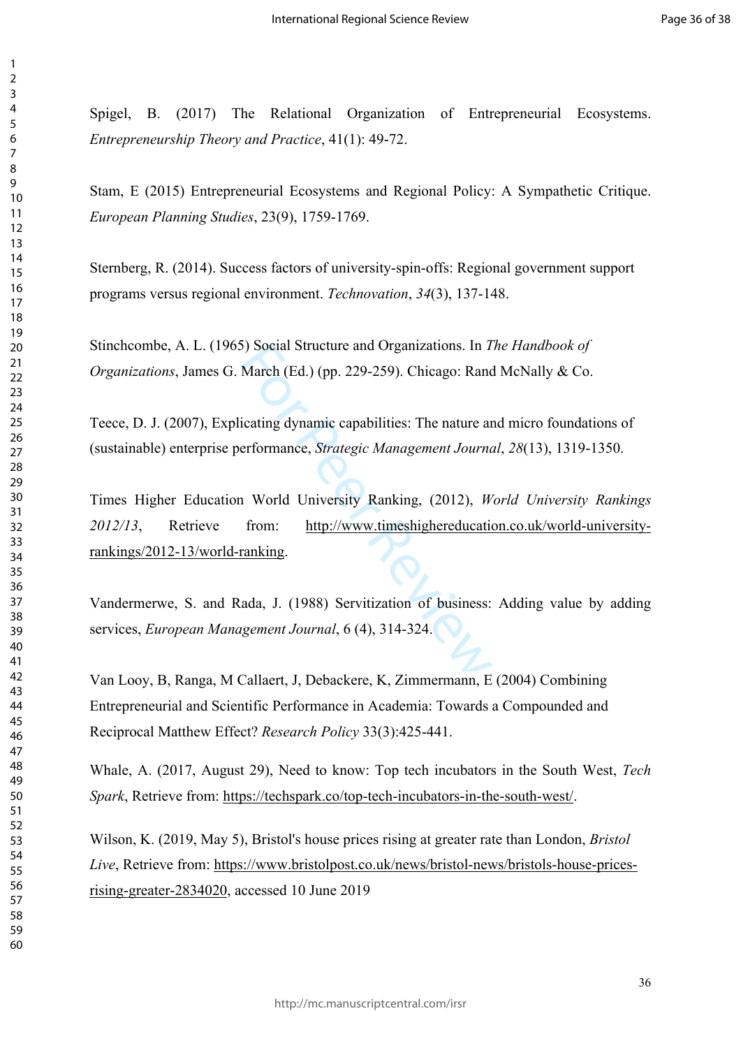Spigel, B. (2017) The Relational Organization of Entrepreneurial Ecosystems. *Entrepreneurship Theory and Practice*, 41(1): 49-72.

Stam, E (2015) Entrepreneurial Ecosystems and Regional Policy: A Sympathetic Critique. *European Planning Studies*, 23(9), 1759-1769.

Sternberg, R. (2014). Success factors of university-spin-offs: Regional government support programs versus regional environment. *Technovation*, *34*(3), 137-148.

Stinchcombe, A. L. (1965) Social Structure and Organizations. In *The Handbook of Organizations*, James G. March (Ed.) (pp. 229-259). Chicago: Rand McNally & Co.

Teece, D. J. (2007), Explicating dynamic capabilities: The nature and micro foundations of (sustainable) enterprise performance, *Strategic Management Journal*, *28*(13), 1319-1350.

Times Higher Education World University Ranking, (2012), *World University Rankings 2012/13*, Retrieve from: http://www.timeshighereducation.co.uk/world-university-rankings/2012-13/world-ranking.

Vandermerwe, S. and Rada, J. (1988) Servitization of business: Adding value by adding services, *European Management Journal*, 6 (4), 314-324.

Van Looy, B, Ranga, M Callaert, J, Debackere, K, Zimmermann, E (2004) Combining Entrepreneurial and Scientific Performance in Academia: Towards a Compounded and Reciprocal Matthew Effect? *Research Policy* 33(3):425-441.

Whale, A. (2017, August 29), Need to know: Top tech incubators in the South West, *Tech Spark*, Retrieve from: https://techspark.co/top-tech-incubators-in-the-south-west/.

Wilson, K. (2019, May 5), Bristol's house prices rising at greater rate than London, *Bristol Live*, Retrieve from: https://www.bristolpost.co.uk/news/bristol-news/bristols-house-prices-rising-greater-2834020, accessed 10 June 2019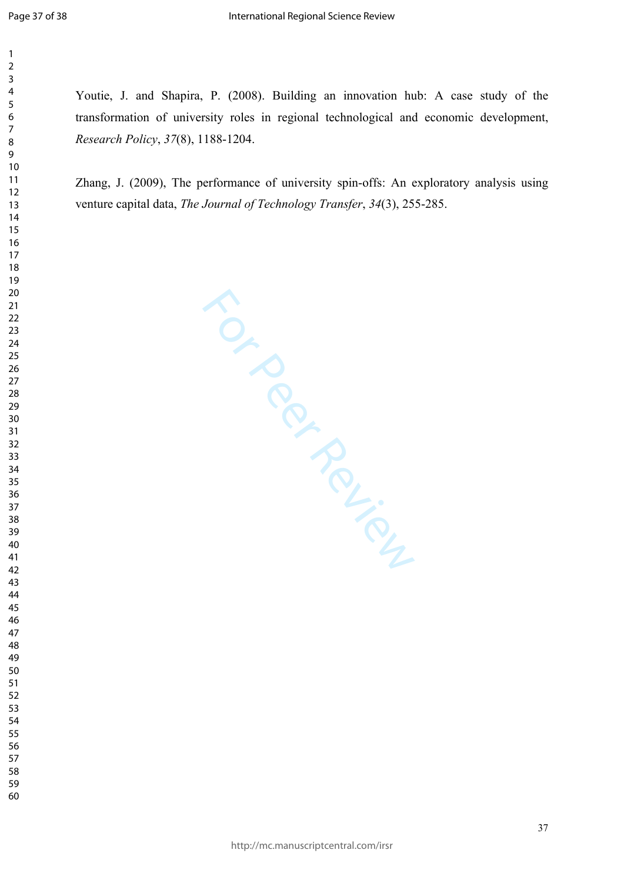Youtie, J. and Shapira, P. (2008). Building an innovation hub: A case study of the transformation of university roles in regional technological and economic development, *Research Policy*, *37*(8), 1188-1204.

Zhang, J. (2009), The performance of university spin-offs: An exploratory analysis using venture capital data, *The Journal of Technology Transfer*, *34*(3), 255-285.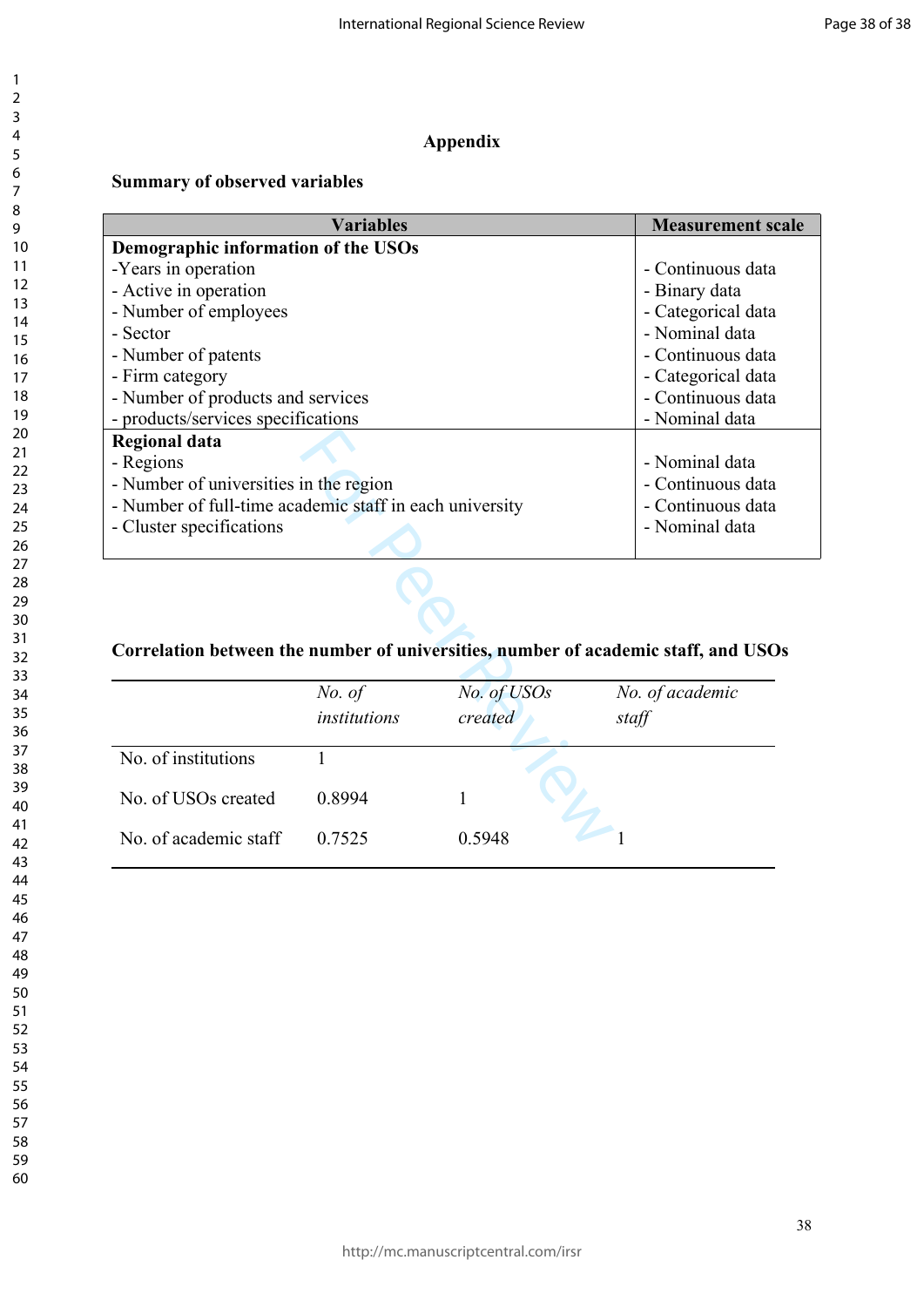## Appendix

### Summary of observed variables

| Variables | Measurement scale |
|---|---|
| **Demographic information of the USOs** | |
| -Years in operation | - Continuous data |
| - Active in operation | - Binary data |
| - Number of employees | - Categorical data |
| - Sector | - Nominal data |
| - Number of patents | - Continuous data |
| - Firm category | - Categorical data |
| - Number of products and services | - Continuous data |
| - products/services specifications | - Nominal data |
| **Regional data** | |
| - Regions | - Nominal data |
| - Number of universities in the region | - Continuous data |
| - Number of full-time academic staff in each university | - Continuous data |
| - Cluster specifications | - Nominal data |

### Correlation between the number of universities, number of academic staff, and USOs

| | *No. of institutions* | *No. of USOs created* | *No. of academic staff* |
|---|---|---|---|
| No. of institutions | 1 | | |
| No. of USOs created | 0.8994 | 1 | |
| No. of academic staff | 0.7525 | 0.5948 | 1 |